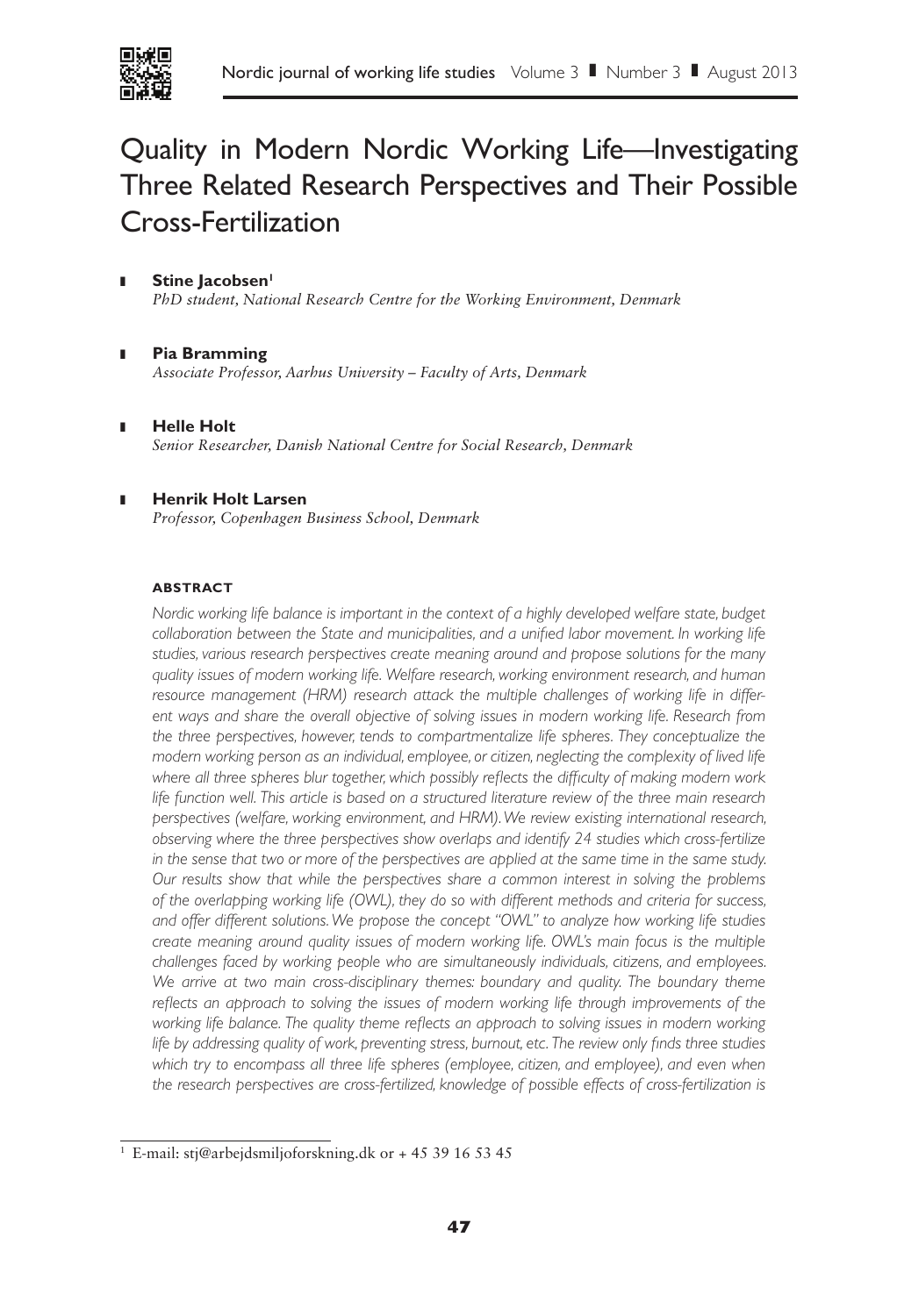# Quality in Modern Nordic Working Life—Investigating Three Related Research Perspectives and Their Possible Cross-Fertilization

- **Stine Jacobsen**[1]
  *PhD student, National Research Centre for the Working Environment, Denmark*

- **Pia Bramming**
  *Associate Professor, Aarhus University – Faculty of Arts, Denmark*

- **Helle Holt**
  *Senior Researcher, Danish National Centre for Social Research, Denmark*

- **Henrik Holt Larsen**
  *Professor, Copenhagen Business School, Denmark*

#### ABSTRACT

*Nordic working life balance is important in the context of a highly developed welfare state, budget collaboration between the State and municipalities, and a unified labor movement. In working life studies, various research perspectives create meaning around and propose solutions for the many quality issues of modern working life. Welfare research, working environment research, and human resource management (HRM) research attack the multiple challenges of working life in different ways and share the overall objective of solving issues in modern working life. Research from the three perspectives, however, tends to compartmentalize life spheres. They conceptualize the modern working person as an individual, employee, or citizen, neglecting the complexity of lived life where all three spheres blur together, which possibly reflects the difficulty of making modern work life function well. This article is based on a structured literature review of the three main research perspectives (welfare, working environment, and HRM). We review existing international research, observing where the three perspectives show overlaps and identify 24 studies which cross-fertilize in the sense that two or more of the perspectives are applied at the same time in the same study. Our results show that while the perspectives share a common interest in solving the problems of the overlapping working life (OWL), they do so with different methods and criteria for success, and offer different solutions. We propose the concept "OWL" to analyze how working life studies create meaning around quality issues of modern working life. OWL's main focus is the multiple challenges faced by working people who are simultaneously individuals, citizens, and employees. We arrive at two main cross-disciplinary themes: boundary and quality. The boundary theme reflects an approach to solving the issues of modern working life through improvements of the working life balance. The quality theme reflects an approach to solving issues in modern working life by addressing quality of work, preventing stress, burnout, etc. The review only finds three studies which try to encompass all three life spheres (employee, citizen, and employee), and even when the research perspectives are cross-fertilized, knowledge of possible effects of cross-fertilization is*

---

[1] E-mail: stj@arbejdsmiljoforskning.dk or + 45 39 16 53 45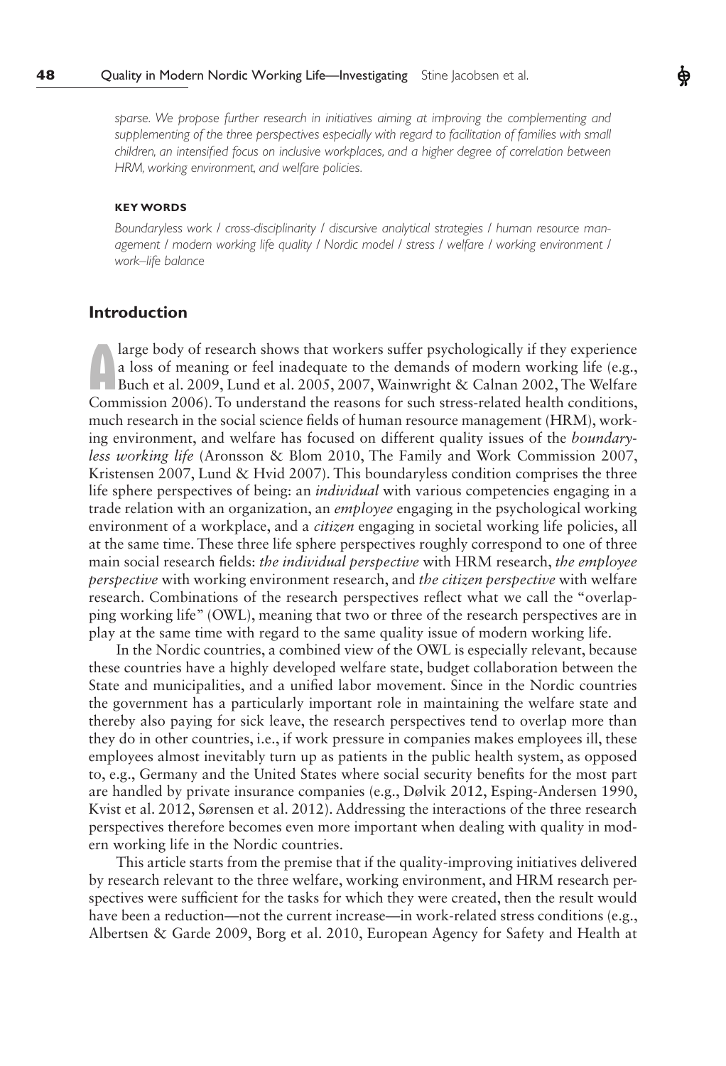*sparse. We propose further research in initiatives aiming at improving the complementing and supplementing of the three perspectives especially with regard to facilitation of families with small children, an intensified focus on inclusive workplaces, and a higher degree of correlation between HRM, working environment, and welfare policies.*

#### KEY WORDS

*Boundaryless work / cross-disciplinarity / discursive analytical strategies / human resource management / modern working life quality / Nordic model / stress / welfare / working environment / work–life balance*

## Introduction

A large body of research shows that workers suffer psychologically if they experience a loss of meaning or feel inadequate to the demands of modern working life (e.g., Buch et al. 2009, Lund et al. 2005, 2007, Wainwright & Calnan 2002, The Welfare Commission 2006). To understand the reasons for such stress-related health conditions, much research in the social science fields of human resource management (HRM), working environment, and welfare has focused on different quality issues of the *boundaryless working life* (Aronsson & Blom 2010, The Family and Work Commission 2007, Kristensen 2007, Lund & Hvid 2007). This boundaryless condition comprises the three life sphere perspectives of being: an *individual* with various competencies engaging in a trade relation with an organization, an *employee* engaging in the psychological working environment of a workplace, and a *citizen* engaging in societal working life policies, all at the same time. These three life sphere perspectives roughly correspond to one of three main social research fields: *the individual perspective* with HRM research, *the employee perspective* with working environment research, and *the citizen perspective* with welfare research. Combinations of the research perspectives reflect what we call the "overlapping working life" (OWL), meaning that two or three of the research perspectives are in play at the same time with regard to the same quality issue of modern working life.

In the Nordic countries, a combined view of the OWL is especially relevant, because these countries have a highly developed welfare state, budget collaboration between the State and municipalities, and a unified labor movement. Since in the Nordic countries the government has a particularly important role in maintaining the welfare state and thereby also paying for sick leave, the research perspectives tend to overlap more than they do in other countries, i.e., if work pressure in companies makes employees ill, these employees almost inevitably turn up as patients in the public health system, as opposed to, e.g., Germany and the United States where social security benefits for the most part are handled by private insurance companies (e.g., Dølvik 2012, Esping-Andersen 1990, Kvist et al. 2012, Sørensen et al. 2012). Addressing the interactions of the three research perspectives therefore becomes even more important when dealing with quality in modern working life in the Nordic countries.

This article starts from the premise that if the quality-improving initiatives delivered by research relevant to the three welfare, working environment, and HRM research perspectives were sufficient for the tasks for which they were created, then the result would have been a reduction—not the current increase—in work-related stress conditions (e.g., Albertsen & Garde 2009, Borg et al. 2010, European Agency for Safety and Health at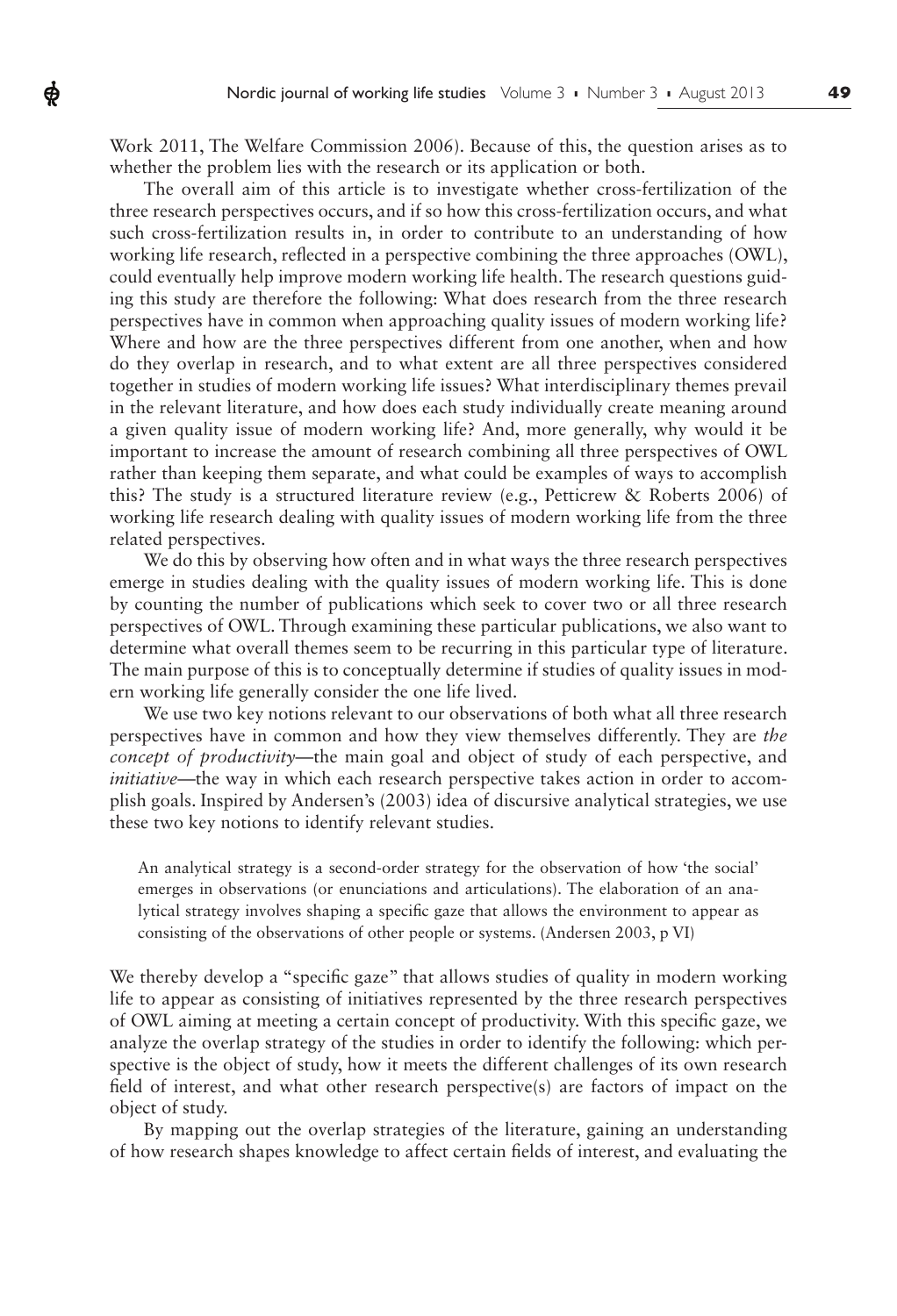Work 2011, The Welfare Commission 2006). Because of this, the question arises as to whether the problem lies with the research or its application or both.

The overall aim of this article is to investigate whether cross-fertilization of the three research perspectives occurs, and if so how this cross-fertilization occurs, and what such cross-fertilization results in, in order to contribute to an understanding of how working life research, reflected in a perspective combining the three approaches (OWL), could eventually help improve modern working life health. The research questions guiding this study are therefore the following: What does research from the three research perspectives have in common when approaching quality issues of modern working life? Where and how are the three perspectives different from one another, when and how do they overlap in research, and to what extent are all three perspectives considered together in studies of modern working life issues? What interdisciplinary themes prevail in the relevant literature, and how does each study individually create meaning around a given quality issue of modern working life? And, more generally, why would it be important to increase the amount of research combining all three perspectives of OWL rather than keeping them separate, and what could be examples of ways to accomplish this? The study is a structured literature review (e.g., Petticrew & Roberts 2006) of working life research dealing with quality issues of modern working life from the three related perspectives.

We do this by observing how often and in what ways the three research perspectives emerge in studies dealing with the quality issues of modern working life. This is done by counting the number of publications which seek to cover two or all three research perspectives of OWL. Through examining these particular publications, we also want to determine what overall themes seem to be recurring in this particular type of literature. The main purpose of this is to conceptually determine if studies of quality issues in modern working life generally consider the one life lived.

We use two key notions relevant to our observations of both what all three research perspectives have in common and how they view themselves differently. They are *the concept of productivity*—the main goal and object of study of each perspective, and *initiative*—the way in which each research perspective takes action in order to accomplish goals. Inspired by Andersen's (2003) idea of discursive analytical strategies, we use these two key notions to identify relevant studies.

> An analytical strategy is a second-order strategy for the observation of how 'the social' emerges in observations (or enunciations and articulations). The elaboration of an analytical strategy involves shaping a specific gaze that allows the environment to appear as consisting of the observations of other people or systems. (Andersen 2003, p VI)

We thereby develop a "specific gaze" that allows studies of quality in modern working life to appear as consisting of initiatives represented by the three research perspectives of OWL aiming at meeting a certain concept of productivity. With this specific gaze, we analyze the overlap strategy of the studies in order to identify the following: which perspective is the object of study, how it meets the different challenges of its own research field of interest, and what other research perspective(s) are factors of impact on the object of study.

By mapping out the overlap strategies of the literature, gaining an understanding of how research shapes knowledge to affect certain fields of interest, and evaluating the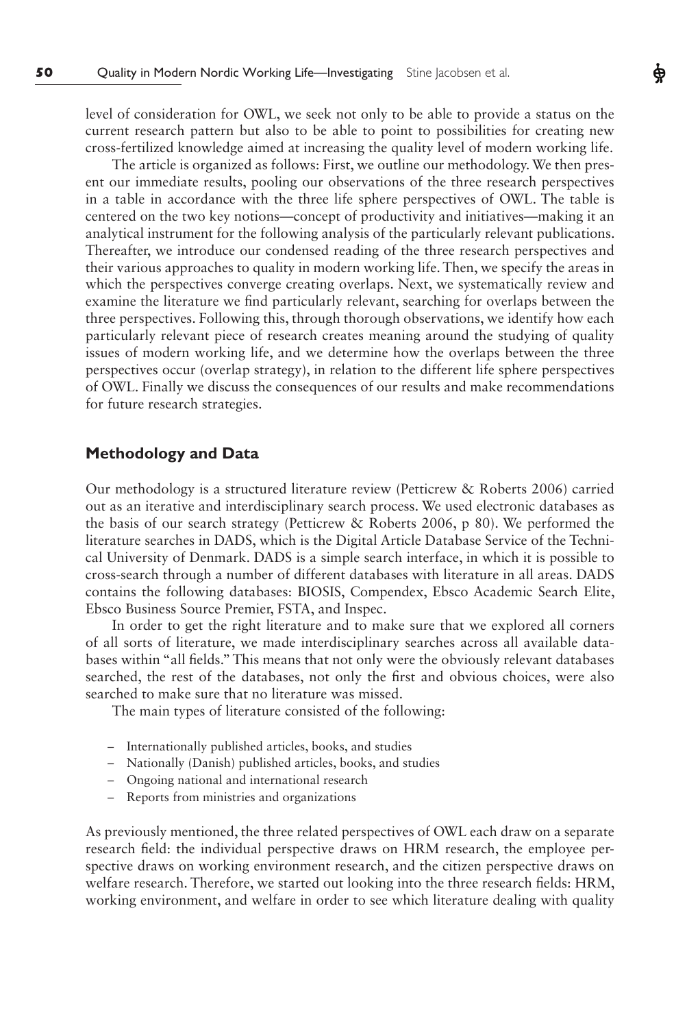level of consideration for OWL, we seek not only to be able to provide a status on the current research pattern but also to be able to point to possibilities for creating new cross-fertilized knowledge aimed at increasing the quality level of modern working life.

The article is organized as follows: First, we outline our methodology. We then present our immediate results, pooling our observations of the three research perspectives in a table in accordance with the three life sphere perspectives of OWL. The table is centered on the two key notions—concept of productivity and initiatives—making it an analytical instrument for the following analysis of the particularly relevant publications. Thereafter, we introduce our condensed reading of the three research perspectives and their various approaches to quality in modern working life. Then, we specify the areas in which the perspectives converge creating overlaps. Next, we systematically review and examine the literature we find particularly relevant, searching for overlaps between the three perspectives. Following this, through thorough observations, we identify how each particularly relevant piece of research creates meaning around the studying of quality issues of modern working life, and we determine how the overlaps between the three perspectives occur (overlap strategy), in relation to the different life sphere perspectives of OWL. Finally we discuss the consequences of our results and make recommendations for future research strategies.

## Methodology and Data

Our methodology is a structured literature review (Petticrew & Roberts 2006) carried out as an iterative and interdisciplinary search process. We used electronic databases as the basis of our search strategy (Petticrew & Roberts 2006, p 80). We performed the literature searches in DADS, which is the Digital Article Database Service of the Technical University of Denmark. DADS is a simple search interface, in which it is possible to cross-search through a number of different databases with literature in all areas. DADS contains the following databases: BIOSIS, Compendex, Ebsco Academic Search Elite, Ebsco Business Source Premier, FSTA, and Inspec.

In order to get the right literature and to make sure that we explored all corners of all sorts of literature, we made interdisciplinary searches across all available databases within "all fields." This means that not only were the obviously relevant databases searched, the rest of the databases, not only the first and obvious choices, were also searched to make sure that no literature was missed.

The main types of literature consisted of the following:

- Internationally published articles, books, and studies
- Nationally (Danish) published articles, books, and studies
- Ongoing national and international research
- Reports from ministries and organizations

As previously mentioned, the three related perspectives of OWL each draw on a separate research field: the individual perspective draws on HRM research, the employee perspective draws on working environment research, and the citizen perspective draws on welfare research. Therefore, we started out looking into the three research fields: HRM, working environment, and welfare in order to see which literature dealing with quality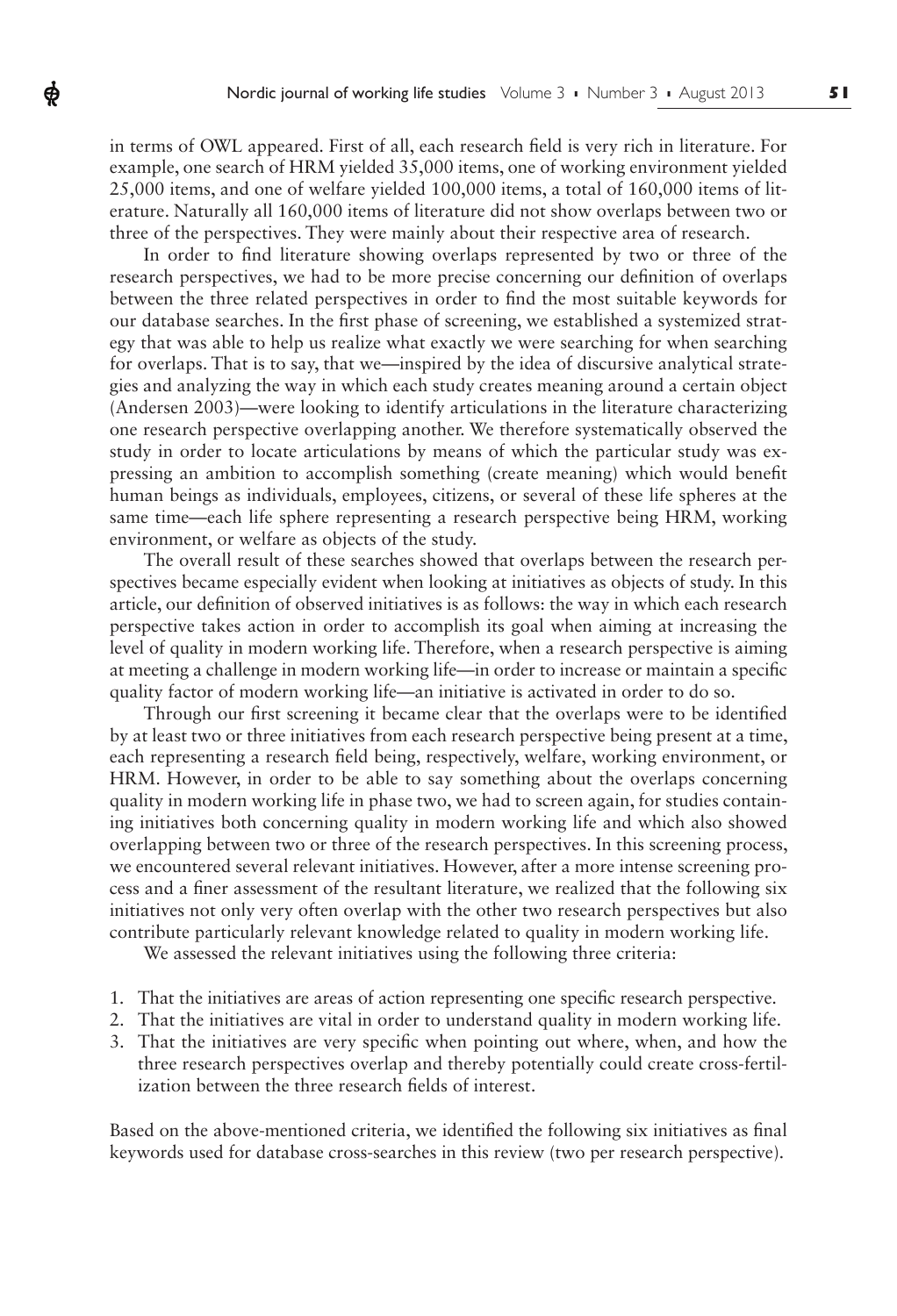in terms of OWL appeared. First of all, each research field is very rich in literature. For example, one search of HRM yielded 35,000 items, one of working environment yielded 25,000 items, and one of welfare yielded 100,000 items, a total of 160,000 items of literature. Naturally all 160,000 items of literature did not show overlaps between two or three of the perspectives. They were mainly about their respective area of research.

In order to find literature showing overlaps represented by two or three of the research perspectives, we had to be more precise concerning our definition of overlaps between the three related perspectives in order to find the most suitable keywords for our database searches. In the first phase of screening, we established a systemized strategy that was able to help us realize what exactly we were searching for when searching for overlaps. That is to say, that we—inspired by the idea of discursive analytical strategies and analyzing the way in which each study creates meaning around a certain object (Andersen 2003)—were looking to identify articulations in the literature characterizing one research perspective overlapping another. We therefore systematically observed the study in order to locate articulations by means of which the particular study was expressing an ambition to accomplish something (create meaning) which would benefit human beings as individuals, employees, citizens, or several of these life spheres at the same time—each life sphere representing a research perspective being HRM, working environment, or welfare as objects of the study.

The overall result of these searches showed that overlaps between the research perspectives became especially evident when looking at initiatives as objects of study. In this article, our definition of observed initiatives is as follows: the way in which each research perspective takes action in order to accomplish its goal when aiming at increasing the level of quality in modern working life. Therefore, when a research perspective is aiming at meeting a challenge in modern working life—in order to increase or maintain a specific quality factor of modern working life—an initiative is activated in order to do so.

Through our first screening it became clear that the overlaps were to be identified by at least two or three initiatives from each research perspective being present at a time, each representing a research field being, respectively, welfare, working environment, or HRM. However, in order to be able to say something about the overlaps concerning quality in modern working life in phase two, we had to screen again, for studies containing initiatives both concerning quality in modern working life and which also showed overlapping between two or three of the research perspectives. In this screening process, we encountered several relevant initiatives. However, after a more intense screening process and a finer assessment of the resultant literature, we realized that the following six initiatives not only very often overlap with the other two research perspectives but also contribute particularly relevant knowledge related to quality in modern working life.

We assessed the relevant initiatives using the following three criteria:

1. That the initiatives are areas of action representing one specific research perspective.
2. That the initiatives are vital in order to understand quality in modern working life.
3. That the initiatives are very specific when pointing out where, when, and how the three research perspectives overlap and thereby potentially could create cross-fertilization between the three research fields of interest.

Based on the above-mentioned criteria, we identified the following six initiatives as final keywords used for database cross-searches in this review (two per research perspective).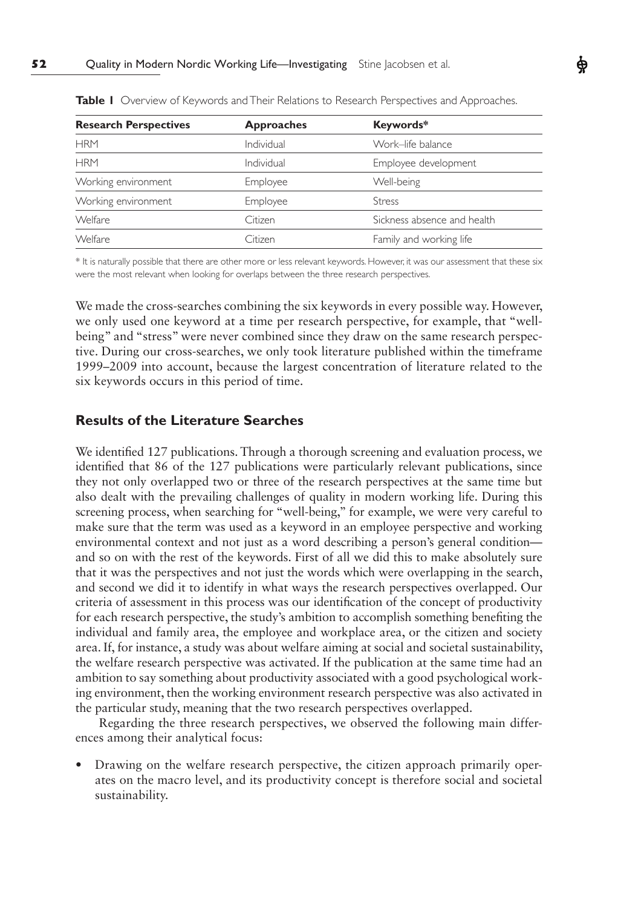**Table 1** Overview of Keywords and Their Relations to Research Perspectives and Approaches.

| Research Perspectives | Approaches | Keywords* |
|---|---|---|
| HRM | Individual | Work–life balance |
| HRM | Individual | Employee development |
| Working environment | Employee | Well-being |
| Working environment | Employee | Stress |
| Welfare | Citizen | Sickness absence and health |
| Welfare | Citizen | Family and working life |

* It is naturally possible that there are other more or less relevant keywords. However, it was our assessment that these six were the most relevant when looking for overlaps between the three research perspectives.

We made the cross-searches combining the six keywords in every possible way. However, we only used one keyword at a time per research perspective, for example, that "well-being" and "stress" were never combined since they draw on the same research perspective. During our cross-searches, we only took literature published within the timeframe 1999–2009 into account, because the largest concentration of literature related to the six keywords occurs in this period of time.

## Results of the Literature Searches

We identified 127 publications. Through a thorough screening and evaluation process, we identified that 86 of the 127 publications were particularly relevant publications, since they not only overlapped two or three of the research perspectives at the same time but also dealt with the prevailing challenges of quality in modern working life. During this screening process, when searching for "well-being," for example, we were very careful to make sure that the term was used as a keyword in an employee perspective and working environmental context and not just as a word describing a person's general condition—and so on with the rest of the keywords. First of all we did this to make absolutely sure that it was the perspectives and not just the words which were overlapping in the search, and second we did it to identify in what ways the research perspectives overlapped. Our criteria of assessment in this process was our identification of the concept of productivity for each research perspective, the study's ambition to accomplish something benefiting the individual and family area, the employee and workplace area, or the citizen and society area. If, for instance, a study was about welfare aiming at social and societal sustainability, the welfare research perspective was activated. If the publication at the same time had an ambition to say something about productivity associated with a good psychological working environment, then the working environment research perspective was also activated in the particular study, meaning that the two research perspectives overlapped.

Regarding the three research perspectives, we observed the following main differences among their analytical focus:

- Drawing on the welfare research perspective, the citizen approach primarily operates on the macro level, and its productivity concept is therefore social and societal sustainability.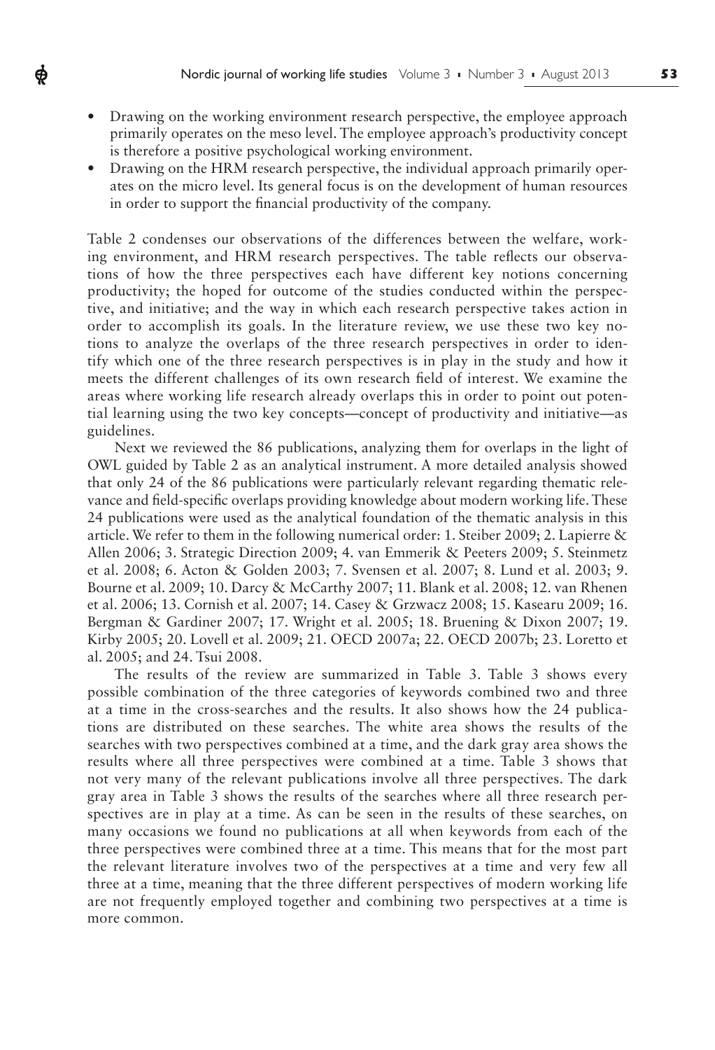- Drawing on the working environment research perspective, the employee approach primarily operates on the meso level. The employee approach's productivity concept is therefore a positive psychological working environment.
- Drawing on the HRM research perspective, the individual approach primarily operates on the micro level. Its general focus is on the development of human resources in order to support the financial productivity of the company.

Table 2 condenses our observations of the differences between the welfare, working environment, and HRM research perspectives. The table reflects our observations of how the three perspectives each have different key notions concerning productivity; the hoped for outcome of the studies conducted within the perspective, and initiative; and the way in which each research perspective takes action in order to accomplish its goals. In the literature review, we use these two key notions to analyze the overlaps of the three research perspectives in order to identify which one of the three research perspectives is in play in the study and how it meets the different challenges of its own research field of interest. We examine the areas where working life research already overlaps this in order to point out potential learning using the two key concepts—concept of productivity and initiative—as guidelines.

Next we reviewed the 86 publications, analyzing them for overlaps in the light of OWL guided by Table 2 as an analytical instrument. A more detailed analysis showed that only 24 of the 86 publications were particularly relevant regarding thematic relevance and field-specific overlaps providing knowledge about modern working life. These 24 publications were used as the analytical foundation of the thematic analysis in this article. We refer to them in the following numerical order: 1. Steiber 2009; 2. Lapierre & Allen 2006; 3. Strategic Direction 2009; 4. van Emmerik & Peeters 2009; 5. Steinmetz et al. 2008; 6. Acton & Golden 2003; 7. Svensen et al. 2007; 8. Lund et al. 2003; 9. Bourne et al. 2009; 10. Darcy & McCarthy 2007; 11. Blank et al. 2008; 12. van Rhenen et al. 2006; 13. Cornish et al. 2007; 14. Casey & Grzwacz 2008; 15. Kasearu 2009; 16. Bergman & Gardiner 2007; 17. Wright et al. 2005; 18. Bruening & Dixon 2007; 19. Kirby 2005; 20. Lovell et al. 2009; 21. OECD 2007a; 22. OECD 2007b; 23. Loretto et al. 2005; and 24. Tsui 2008.

The results of the review are summarized in Table 3. Table 3 shows every possible combination of the three categories of keywords combined two and three at a time in the cross-searches and the results. It also shows how the 24 publications are distributed on these searches. The white area shows the results of the searches with two perspectives combined at a time, and the dark gray area shows the results where all three perspectives were combined at a time. Table 3 shows that not very many of the relevant publications involve all three perspectives. The dark gray area in Table 3 shows the results of the searches where all three research perspectives are in play at a time. As can be seen in the results of these searches, on many occasions we found no publications at all when keywords from each of the three perspectives were combined three at a time. This means that for the most part the relevant literature involves two of the perspectives at a time and very few all three at a time, meaning that the three different perspectives of modern working life are not frequently employed together and combining two perspectives at a time is more common.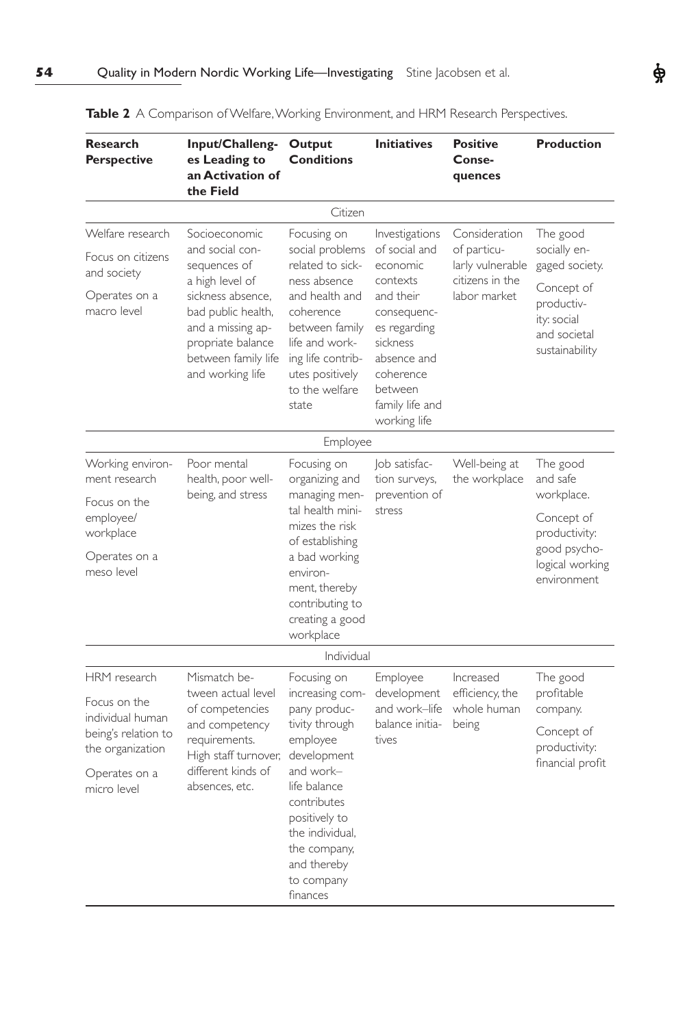**Table 2** A Comparison of Welfare, Working Environment, and HRM Research Perspectives.

| Research Perspective | Input/Challenges Leading to an Activation of the Field | Output Conditions | Initiatives | Positive Consequences | Production |
|---|---|---|---|---|---|
| | | Citizen | | | |
| Welfare research<br><br>Focus on citizens and society<br><br>Operates on a macro level | Socioeconomic and social consequences of a high level of sickness absence, bad public health, and a missing appropriate balance between family life and working life | Focusing on social problems related to sickness absence and health and coherence between family life and working life contributes positively to the welfare state | Investigations of social and economic contexts and their consequences regarding sickness absence and coherence between family life and working life | Consideration of particularly vulnerable citizens in the labor market | The good socially engaged society.<br><br>Concept of productivity: social and societal sustainability |
| | | Employee | | | |
| Working environment research<br><br>Focus on the employee/workplace<br><br>Operates on a meso level | Poor mental health, poor well-being, and stress | Focusing on organizing and managing mental health minimizes the risk of establishing a bad working environment, thereby contributing to creating a good workplace | Job satisfaction surveys, prevention of stress | Well-being at the workplace | The good and safe workplace.<br><br>Concept of productivity: good psychological working environment |
| | | Individual | | | |
| HRM research<br><br>Focus on the individual human being's relation to the organization<br><br>Operates on a micro level | Mismatch between actual level of competencies and competency requirements. High staff turnover, different kinds of absences, etc. | Focusing on increasing company productivity through employee development and work–life balance contributes positively to the individual, the company, and thereby to company finances | Employee development and work–life balance initiatives | Increased efficiency, the whole human being | The good profitable company.<br><br>Concept of productivity: financial profit |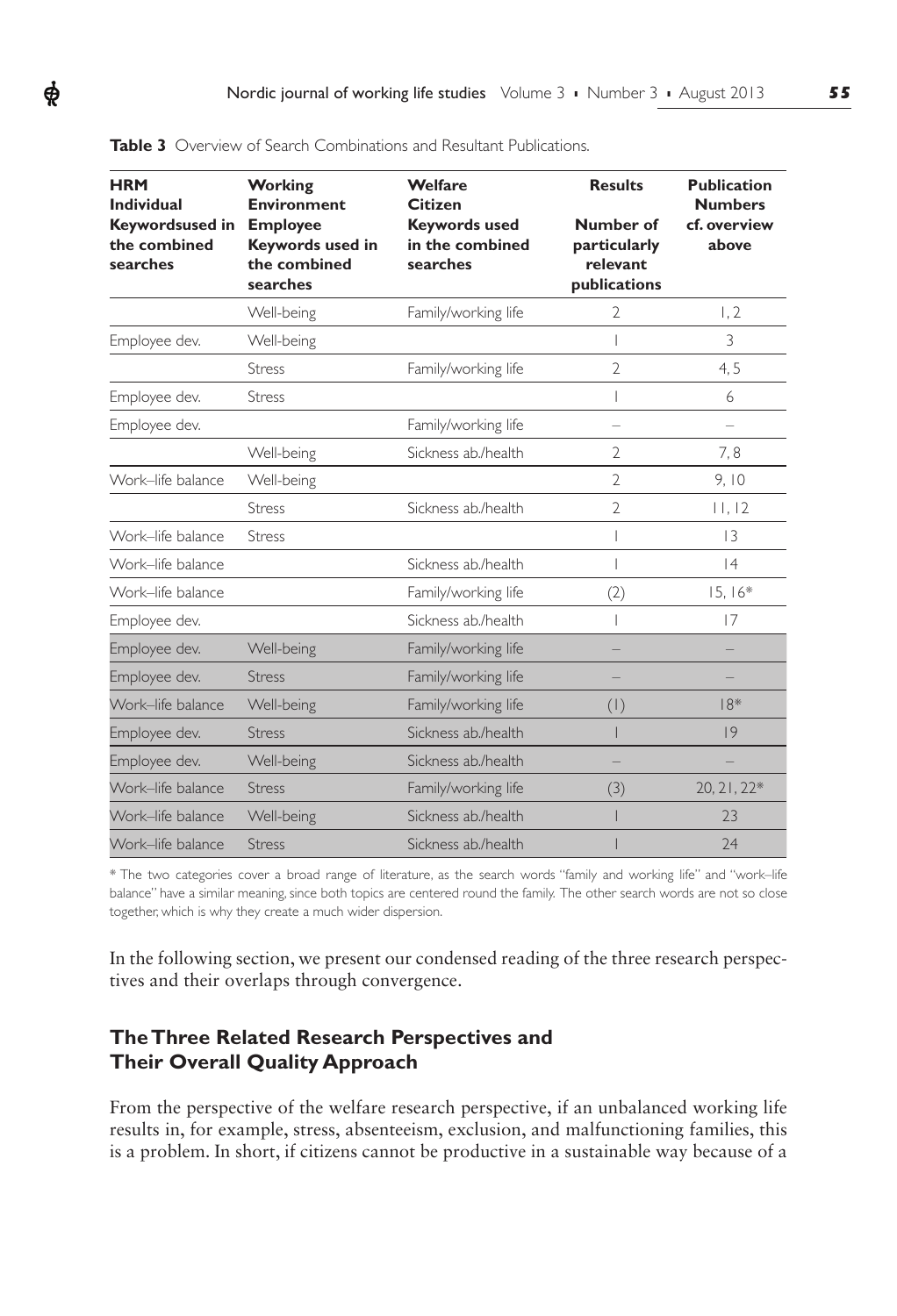**Table 3** Overview of Search Combinations and Resultant Publications.

| HRM Individual Keywordsused in the combined searches | Working Environment Employee Keywords used in the combined searches | Welfare Citizen Keywords used in the combined searches | Results Number of particularly relevant publications | Publication Numbers cf. overview above |
|---|---|---|---|---|
| | Well-being | Family/working life | 2 | 1, 2 |
| Employee dev. | Well-being | | 1 | 3 |
| | Stress | Family/working life | 2 | 4, 5 |
| Employee dev. | Stress | | 1 | 6 |
| Employee dev. | | Family/working life | – | – |
| | Well-being | Sickness ab./health | 2 | 7, 8 |
| Work–life balance | Well-being | | 2 | 9, 10 |
| | Stress | Sickness ab./health | 2 | 11, 12 |
| Work–life balance | Stress | | 1 | 13 |
| Work–life balance | | Sickness ab./health | 1 | 14 |
| Work–life balance | | Family/working life | (2) | 15, 16* |
| Employee dev. | | Sickness ab./health | 1 | 17 |
| Employee dev. | Well-being | Family/working life | – | – |
| Employee dev. | Stress | Family/working life | – | – |
| Work–life balance | Well-being | Family/working life | (1) | 18* |
| Employee dev. | Stress | Sickness ab./health | 1 | 19 |
| Employee dev. | Well-being | Sickness ab./health | – | – |
| Work–life balance | Stress | Family/working life | (3) | 20, 21, 22* |
| Work–life balance | Well-being | Sickness ab./health | 1 | 23 |
| Work–life balance | Stress | Sickness ab./health | 1 | 24 |

* The two categories cover a broad range of literature, as the search words "family and working life" and "work–life balance" have a similar meaning, since both topics are centered round the family. The other search words are not so close together, which is why they create a much wider dispersion.

In the following section, we present our condensed reading of the three research perspectives and their overlaps through convergence.

## The Three Related Research Perspectives and Their Overall Quality Approach

From the perspective of the welfare research perspective, if an unbalanced working life results in, for example, stress, absenteeism, exclusion, and malfunctioning families, this is a problem. In short, if citizens cannot be productive in a sustainable way because of a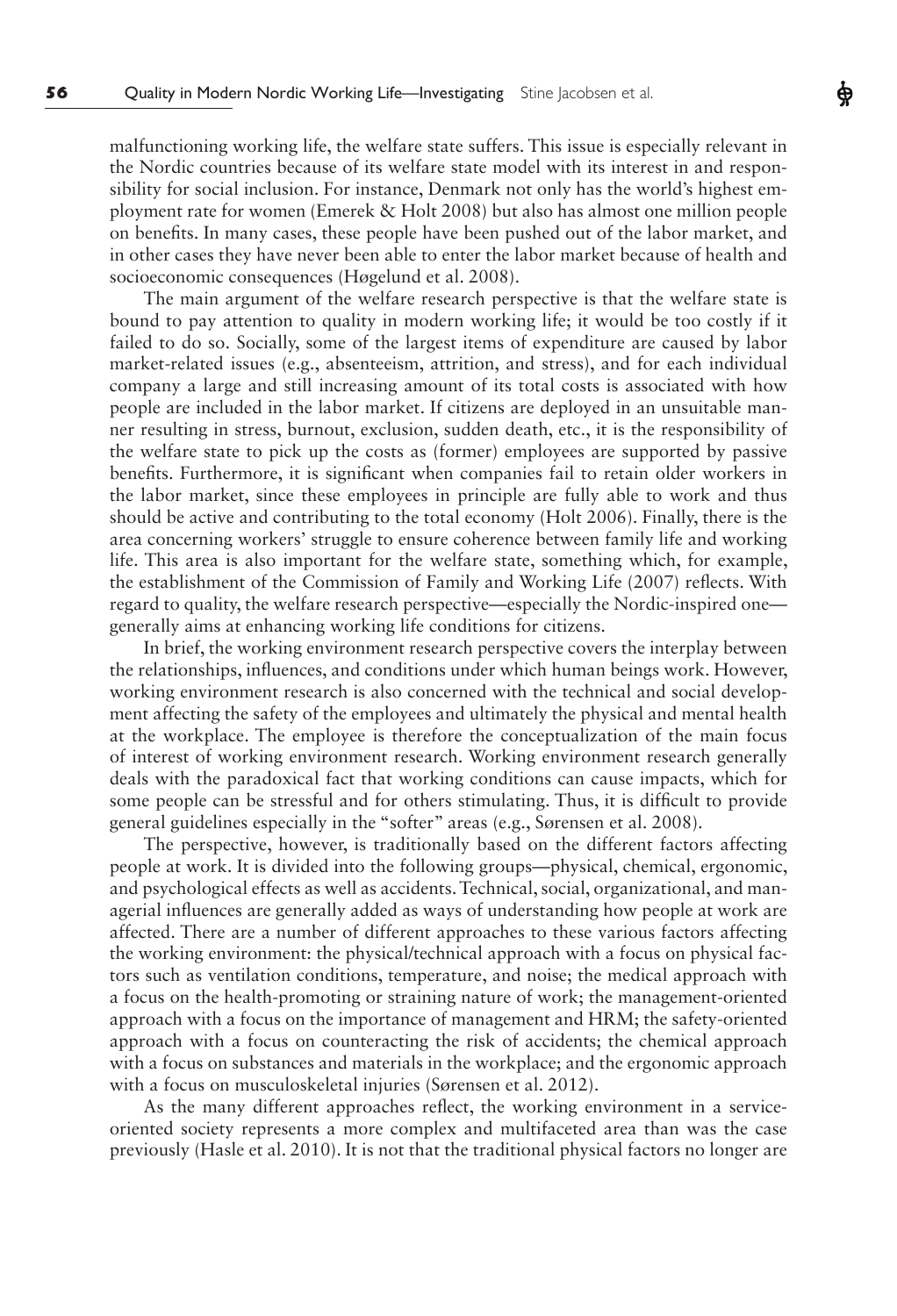malfunctioning working life, the welfare state suffers. This issue is especially relevant in the Nordic countries because of its welfare state model with its interest in and responsibility for social inclusion. For instance, Denmark not only has the world's highest employment rate for women (Emerek & Holt 2008) but also has almost one million people on benefits. In many cases, these people have been pushed out of the labor market, and in other cases they have never been able to enter the labor market because of health and socioeconomic consequences (Høgelund et al. 2008).

The main argument of the welfare research perspective is that the welfare state is bound to pay attention to quality in modern working life; it would be too costly if it failed to do so. Socially, some of the largest items of expenditure are caused by labor market-related issues (e.g., absenteeism, attrition, and stress), and for each individual company a large and still increasing amount of its total costs is associated with how people are included in the labor market. If citizens are deployed in an unsuitable manner resulting in stress, burnout, exclusion, sudden death, etc., it is the responsibility of the welfare state to pick up the costs as (former) employees are supported by passive benefits. Furthermore, it is significant when companies fail to retain older workers in the labor market, since these employees in principle are fully able to work and thus should be active and contributing to the total economy (Holt 2006). Finally, there is the area concerning workers' struggle to ensure coherence between family life and working life. This area is also important for the welfare state, something which, for example, the establishment of the Commission of Family and Working Life (2007) reflects. With regard to quality, the welfare research perspective—especially the Nordic-inspired one—generally aims at enhancing working life conditions for citizens.

In brief, the working environment research perspective covers the interplay between the relationships, influences, and conditions under which human beings work. However, working environment research is also concerned with the technical and social development affecting the safety of the employees and ultimately the physical and mental health at the workplace. The employee is therefore the conceptualization of the main focus of interest of working environment research. Working environment research generally deals with the paradoxical fact that working conditions can cause impacts, which for some people can be stressful and for others stimulating. Thus, it is difficult to provide general guidelines especially in the "softer" areas (e.g., Sørensen et al. 2008).

The perspective, however, is traditionally based on the different factors affecting people at work. It is divided into the following groups—physical, chemical, ergonomic, and psychological effects as well as accidents. Technical, social, organizational, and managerial influences are generally added as ways of understanding how people at work are affected. There are a number of different approaches to these various factors affecting the working environment: the physical/technical approach with a focus on physical factors such as ventilation conditions, temperature, and noise; the medical approach with a focus on the health-promoting or straining nature of work; the management-oriented approach with a focus on the importance of management and HRM; the safety-oriented approach with a focus on counteracting the risk of accidents; the chemical approach with a focus on substances and materials in the workplace; and the ergonomic approach with a focus on musculoskeletal injuries (Sørensen et al. 2012).

As the many different approaches reflect, the working environment in a service-oriented society represents a more complex and multifaceted area than was the case previously (Hasle et al. 2010). It is not that the traditional physical factors no longer are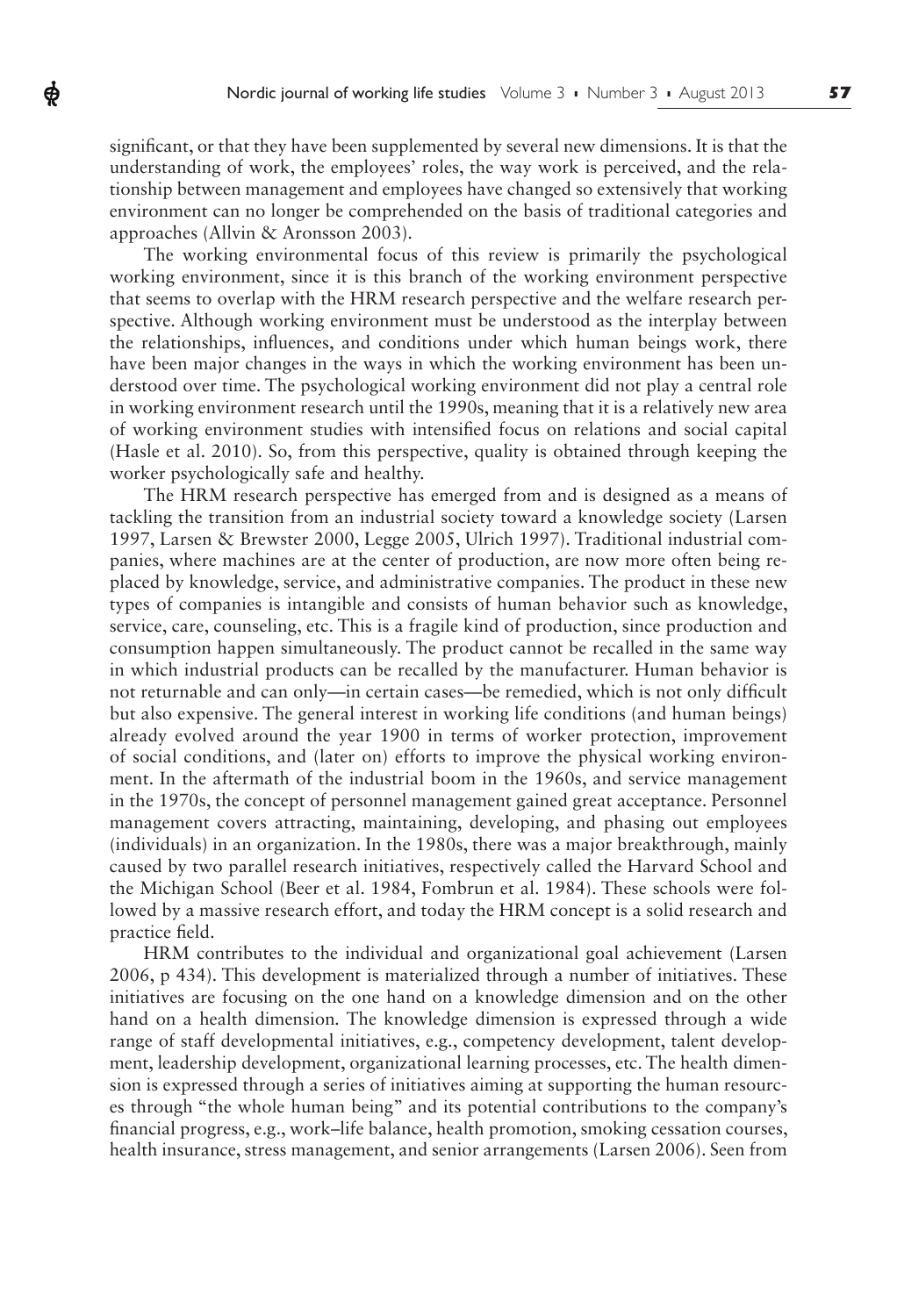significant, or that they have been supplemented by several new dimensions. It is that the understanding of work, the employees' roles, the way work is perceived, and the relationship between management and employees have changed so extensively that working environment can no longer be comprehended on the basis of traditional categories and approaches (Allvin & Aronsson 2003).

The working environmental focus of this review is primarily the psychological working environment, since it is this branch of the working environment perspective that seems to overlap with the HRM research perspective and the welfare research perspective. Although working environment must be understood as the interplay between the relationships, influences, and conditions under which human beings work, there have been major changes in the ways in which the working environment has been understood over time. The psychological working environment did not play a central role in working environment research until the 1990s, meaning that it is a relatively new area of working environment studies with intensified focus on relations and social capital (Hasle et al. 2010). So, from this perspective, quality is obtained through keeping the worker psychologically safe and healthy.

The HRM research perspective has emerged from and is designed as a means of tackling the transition from an industrial society toward a knowledge society (Larsen 1997, Larsen & Brewster 2000, Legge 2005, Ulrich 1997). Traditional industrial companies, where machines are at the center of production, are now more often being replaced by knowledge, service, and administrative companies. The product in these new types of companies is intangible and consists of human behavior such as knowledge, service, care, counseling, etc. This is a fragile kind of production, since production and consumption happen simultaneously. The product cannot be recalled in the same way in which industrial products can be recalled by the manufacturer. Human behavior is not returnable and can only—in certain cases—be remedied, which is not only difficult but also expensive. The general interest in working life conditions (and human beings) already evolved around the year 1900 in terms of worker protection, improvement of social conditions, and (later on) efforts to improve the physical working environment. In the aftermath of the industrial boom in the 1960s, and service management in the 1970s, the concept of personnel management gained great acceptance. Personnel management covers attracting, maintaining, developing, and phasing out employees (individuals) in an organization. In the 1980s, there was a major breakthrough, mainly caused by two parallel research initiatives, respectively called the Harvard School and the Michigan School (Beer et al. 1984, Fombrun et al. 1984). These schools were followed by a massive research effort, and today the HRM concept is a solid research and practice field.

HRM contributes to the individual and organizational goal achievement (Larsen 2006, p 434). This development is materialized through a number of initiatives. These initiatives are focusing on the one hand on a knowledge dimension and on the other hand on a health dimension. The knowledge dimension is expressed through a wide range of staff developmental initiatives, e.g., competency development, talent development, leadership development, organizational learning processes, etc. The health dimension is expressed through a series of initiatives aiming at supporting the human resources through "the whole human being" and its potential contributions to the company's financial progress, e.g., work–life balance, health promotion, smoking cessation courses, health insurance, stress management, and senior arrangements (Larsen 2006). Seen from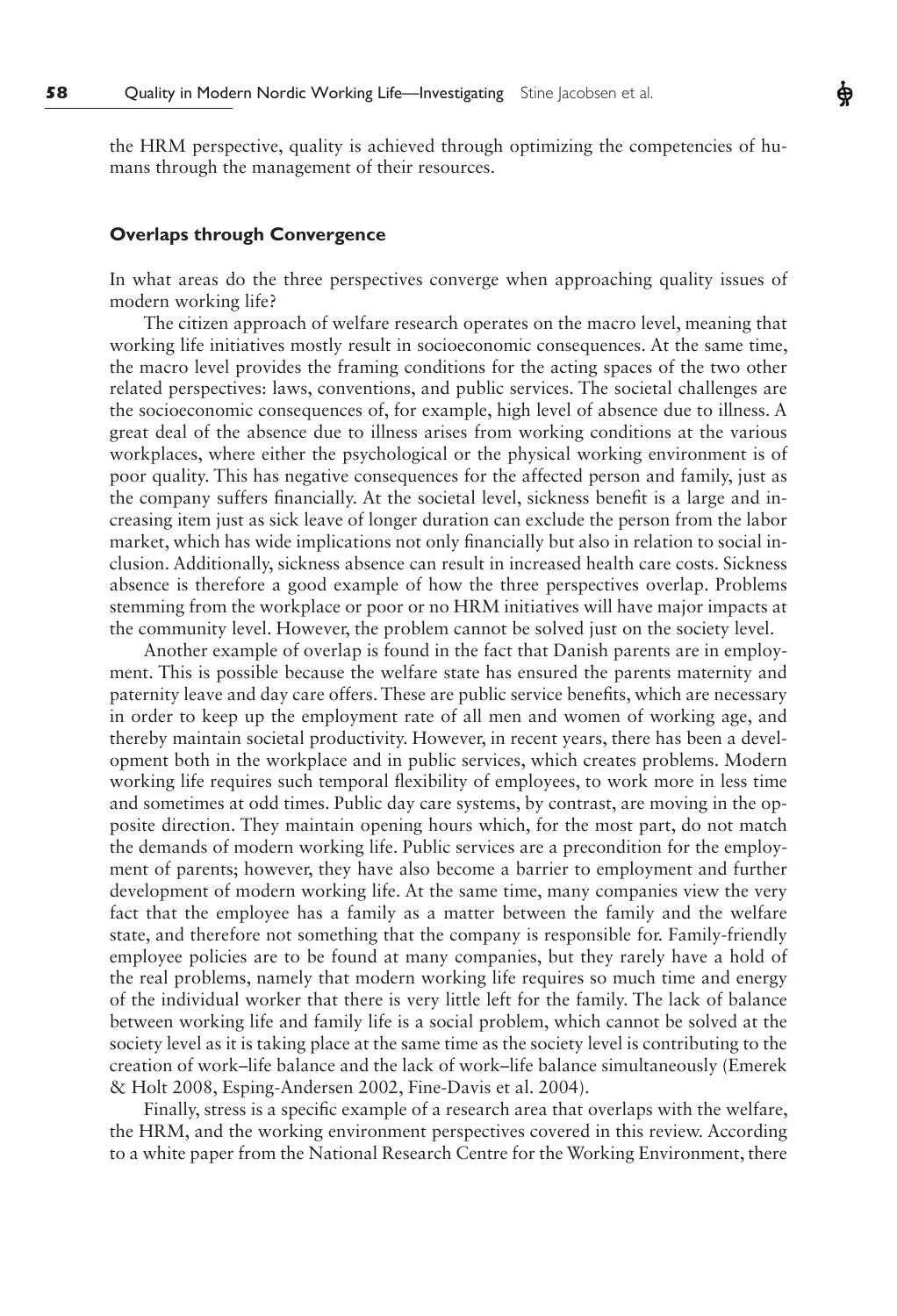the HRM perspective, quality is achieved through optimizing the competencies of humans through the management of their resources.

### Overlaps through Convergence

In what areas do the three perspectives converge when approaching quality issues of modern working life?

The citizen approach of welfare research operates on the macro level, meaning that working life initiatives mostly result in socioeconomic consequences. At the same time, the macro level provides the framing conditions for the acting spaces of the two other related perspectives: laws, conventions, and public services. The societal challenges are the socioeconomic consequences of, for example, high level of absence due to illness. A great deal of the absence due to illness arises from working conditions at the various workplaces, where either the psychological or the physical working environment is of poor quality. This has negative consequences for the affected person and family, just as the company suffers financially. At the societal level, sickness benefit is a large and increasing item just as sick leave of longer duration can exclude the person from the labor market, which has wide implications not only financially but also in relation to social inclusion. Additionally, sickness absence can result in increased health care costs. Sickness absence is therefore a good example of how the three perspectives overlap. Problems stemming from the workplace or poor or no HRM initiatives will have major impacts at the community level. However, the problem cannot be solved just on the society level.

Another example of overlap is found in the fact that Danish parents are in employment. This is possible because the welfare state has ensured the parents maternity and paternity leave and day care offers. These are public service benefits, which are necessary in order to keep up the employment rate of all men and women of working age, and thereby maintain societal productivity. However, in recent years, there has been a development both in the workplace and in public services, which creates problems. Modern working life requires such temporal flexibility of employees, to work more in less time and sometimes at odd times. Public day care systems, by contrast, are moving in the opposite direction. They maintain opening hours which, for the most part, do not match the demands of modern working life. Public services are a precondition for the employment of parents; however, they have also become a barrier to employment and further development of modern working life. At the same time, many companies view the very fact that the employee has a family as a matter between the family and the welfare state, and therefore not something that the company is responsible for. Family-friendly employee policies are to be found at many companies, but they rarely have a hold of the real problems, namely that modern working life requires so much time and energy of the individual worker that there is very little left for the family. The lack of balance between working life and family life is a social problem, which cannot be solved at the society level as it is taking place at the same time as the society level is contributing to the creation of work–life balance and the lack of work–life balance simultaneously (Emerek & Holt 2008, Esping-Andersen 2002, Fine-Davis et al. 2004).

Finally, stress is a specific example of a research area that overlaps with the welfare, the HRM, and the working environment perspectives covered in this review. According to a white paper from the National Research Centre for the Working Environment, there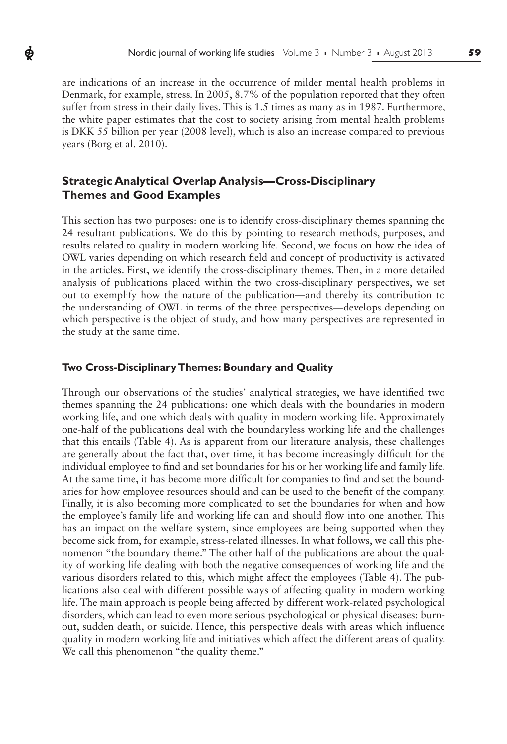are indications of an increase in the occurrence of milder mental health problems in Denmark, for example, stress. In 2005, 8.7% of the population reported that they often suffer from stress in their daily lives. This is 1.5 times as many as in 1987. Furthermore, the white paper estimates that the cost to society arising from mental health problems is DKK 55 billion per year (2008 level), which is also an increase compared to previous years (Borg et al. 2010).

## Strategic Analytical Overlap Analysis—Cross-Disciplinary Themes and Good Examples

This section has two purposes: one is to identify cross-disciplinary themes spanning the 24 resultant publications. We do this by pointing to research methods, purposes, and results related to quality in modern working life. Second, we focus on how the idea of OWL varies depending on which research field and concept of productivity is activated in the articles. First, we identify the cross-disciplinary themes. Then, in a more detailed analysis of publications placed within the two cross-disciplinary perspectives, we set out to exemplify how the nature of the publication—and thereby its contribution to the understanding of OWL in terms of the three perspectives—develops depending on which perspective is the object of study, and how many perspectives are represented in the study at the same time.

### Two Cross-Disciplinary Themes: Boundary and Quality

Through our observations of the studies' analytical strategies, we have identified two themes spanning the 24 publications: one which deals with the boundaries in modern working life, and one which deals with quality in modern working life. Approximately one-half of the publications deal with the boundaryless working life and the challenges that this entails (Table 4). As is apparent from our literature analysis, these challenges are generally about the fact that, over time, it has become increasingly difficult for the individual employee to find and set boundaries for his or her working life and family life. At the same time, it has become more difficult for companies to find and set the boundaries for how employee resources should and can be used to the benefit of the company. Finally, it is also becoming more complicated to set the boundaries for when and how the employee's family life and working life can and should flow into one another. This has an impact on the welfare system, since employees are being supported when they become sick from, for example, stress-related illnesses. In what follows, we call this phenomenon "the boundary theme." The other half of the publications are about the quality of working life dealing with both the negative consequences of working life and the various disorders related to this, which might affect the employees (Table 4). The publications also deal with different possible ways of affecting quality in modern working life. The main approach is people being affected by different work-related psychological disorders, which can lead to even more serious psychological or physical diseases: burnout, sudden death, or suicide. Hence, this perspective deals with areas which influence quality in modern working life and initiatives which affect the different areas of quality. We call this phenomenon "the quality theme."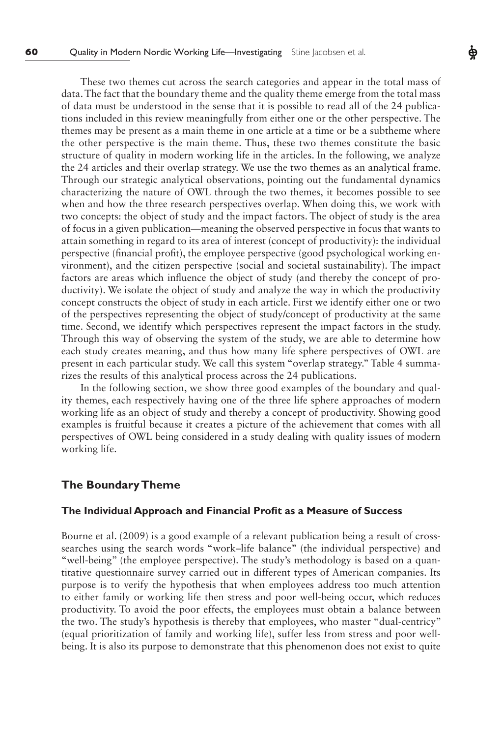These two themes cut across the search categories and appear in the total mass of data. The fact that the boundary theme and the quality theme emerge from the total mass of data must be understood in the sense that it is possible to read all of the 24 publications included in this review meaningfully from either one or the other perspective. The themes may be present as a main theme in one article at a time or be a subtheme where the other perspective is the main theme. Thus, these two themes constitute the basic structure of quality in modern working life in the articles. In the following, we analyze the 24 articles and their overlap strategy. We use the two themes as an analytical frame. Through our strategic analytical observations, pointing out the fundamental dynamics characterizing the nature of OWL through the two themes, it becomes possible to see when and how the three research perspectives overlap. When doing this, we work with two concepts: the object of study and the impact factors. The object of study is the area of focus in a given publication—meaning the observed perspective in focus that wants to attain something in regard to its area of interest (concept of productivity): the individual perspective (financial profit), the employee perspective (good psychological working environment), and the citizen perspective (social and societal sustainability). The impact factors are areas which influence the object of study (and thereby the concept of productivity). We isolate the object of study and analyze the way in which the productivity concept constructs the object of study in each article. First we identify either one or two of the perspectives representing the object of study/concept of productivity at the same time. Second, we identify which perspectives represent the impact factors in the study. Through this way of observing the system of the study, we are able to determine how each study creates meaning, and thus how many life sphere perspectives of OWL are present in each particular study. We call this system "overlap strategy." Table 4 summarizes the results of this analytical process across the 24 publications.

In the following section, we show three good examples of the boundary and quality themes, each respectively having one of the three life sphere approaches of modern working life as an object of study and thereby a concept of productivity. Showing good examples is fruitful because it creates a picture of the achievement that comes with all perspectives of OWL being considered in a study dealing with quality issues of modern working life.

## The Boundary Theme

### The Individual Approach and Financial Profit as a Measure of Success

Bourne et al. (2009) is a good example of a relevant publication being a result of cross-searches using the search words "work–life balance" (the individual perspective) and "well-being" (the employee perspective). The study's methodology is based on a quantitative questionnaire survey carried out in different types of American companies. Its purpose is to verify the hypothesis that when employees address too much attention to either family or working life then stress and poor well-being occur, which reduces productivity. To avoid the poor effects, the employees must obtain a balance between the two. The study's hypothesis is thereby that employees, who master "dual-centricy" (equal prioritization of family and working life), suffer less from stress and poor well-being. It is also its purpose to demonstrate that this phenomenon does not exist to quite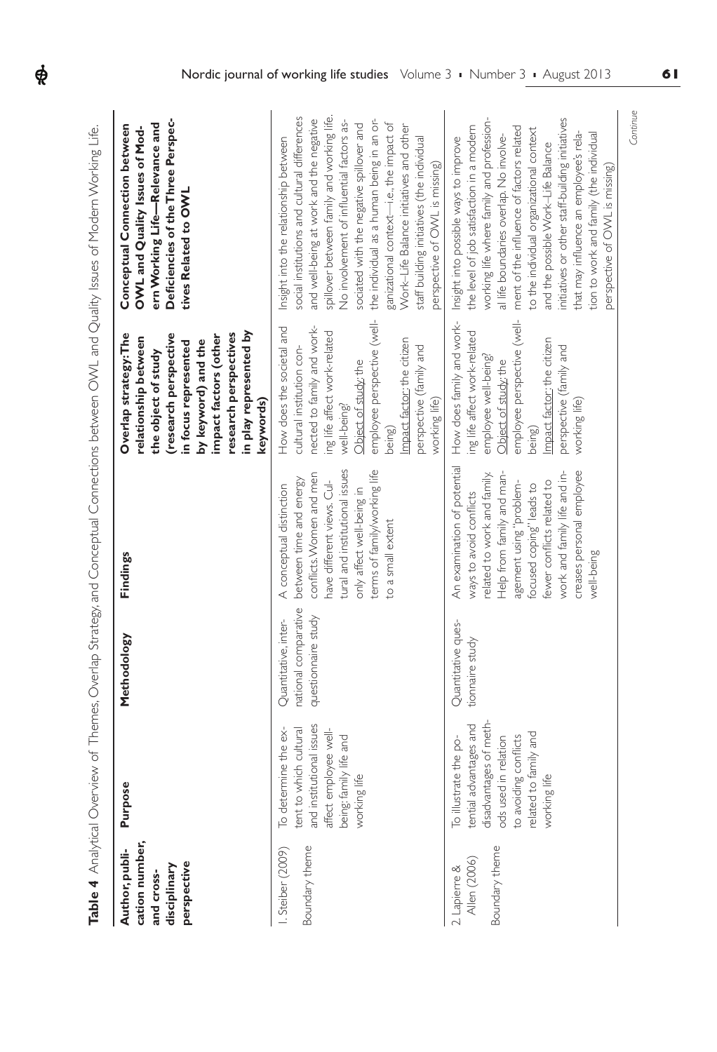**Table 4** Analytical Overview of Themes, Overlap Strategy, and Conceptual Connections between OWL and Quality Issues of Modern Working Life.

| Author, publication number, and cross-disciplinary perspective | Purpose | Methodology | Findings | Overlap strategy: The relationship between the object of study (research perspective in focus represented by keyword) and the impact factors (other research perspectives in play represented by keywords) | Conceptual Connection between OWL and Quality Issues of Modern Working Life—Relevance and Deficiencies of the Three Perspectives Related to OWL |
|---|---|---|---|---|---|
| 1. Steiber (2009) Boundary theme | To determine the extent to which cultural and institutional issues affect employee well-being; family life and working life | Quantitative, international comparative questionnaire study | A conceptual distinction between time and energy conflicts. Women and men have different views. Cultural and institutional issues only affect well-being in terms of family/working life to a small extent | How does the societal and cultural institution connected to family and working life affect work-related well-being? Object of study: the employee perspective (well-being) Impact factor: the citizen perspective (family and working life) | Insight into the relationship between social institutions and cultural differences and well-being at work and the negative spillover between family and working life. No involvement of influential factors associated with the negative spillover and the individual as a human being in an organizational context—i.e., the impact of Work–Life Balance initiatives and other staff building initiatives (the individual perspective of OWL is missing) |
| 2. Lapierre & Allen (2006) Boundary theme | To illustrate the potential advantages and disadvantages of methods used in relation to avoiding conflicts related to family and working life | Quantitative questionnaire study | An examination of potential ways to avoid conflicts related to work and family. Help from family and management using "problem-focused coping" leads to fewer conflicts related to work and family life and increases personal employee well-being | How does family and working life affect work-related employee well-being? Object of study: the employee perspective (well-being) Impact factor: the citizen perspective (family and working life) | Insight into possible ways to improve the level of job satisfaction in a modern working life where family and professional life boundaries overlap. No involvement of the influence of factors related to the individual organizational context and the possible Work–Life Balance initiatives or other staff-building initiatives that may influence an employee's relation to work and family (the individual perspective of OWL is missing) |

*Continue*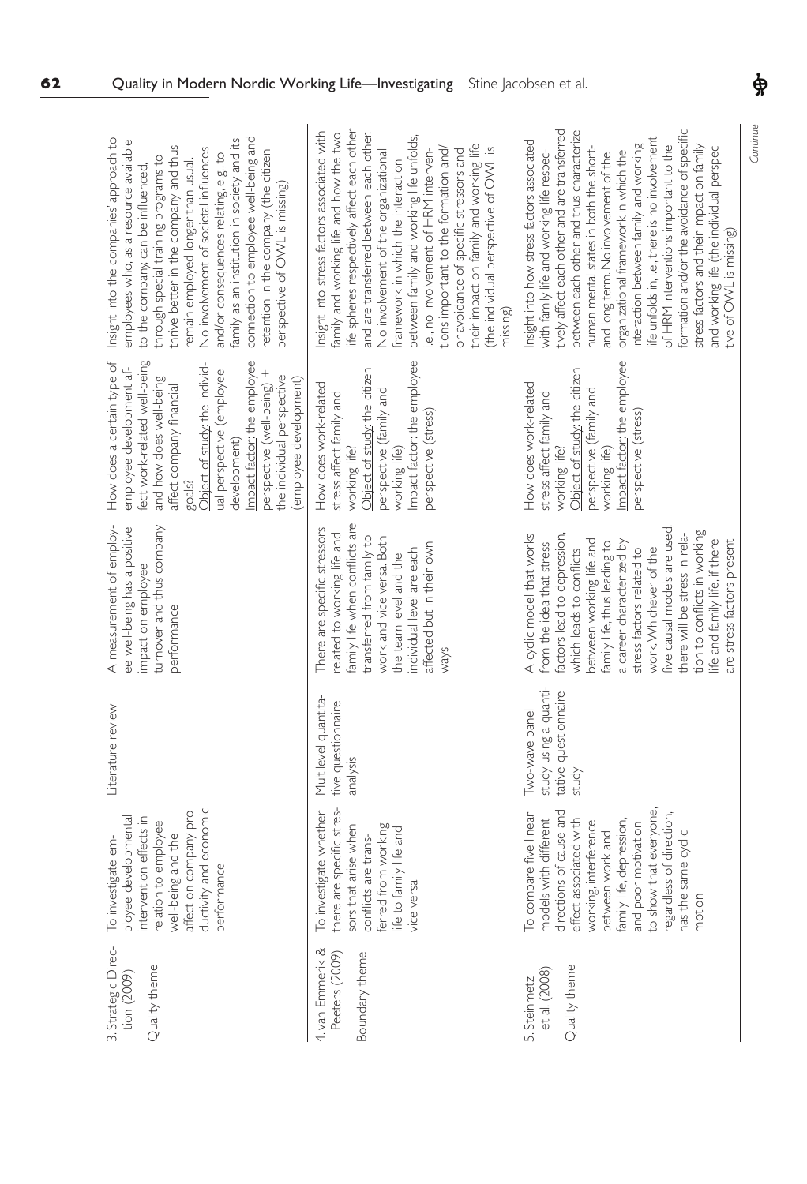| 3. Strategic Direction (2009)<br><br>Quality theme | To investigate employee developmental intervention effects in relation to employee well-being and the affect on company productivity and economic performance | Literature review | A measurement of employee well-being has a positive impact on employee turnover and thus company performance | How does a certain type of employee development affect work-related well-being and how does well-being affect company financial goals?<br>Object of study: the individual perspective (employee development)<br>Impact factor: the employee perspective (well-being) + the individual perspective (employee development) | Insight into the companies' approach to employees who, as a resource available to the company, can be influenced, through special training programs to thrive better in the company and thus remain employed longer than usual. No involvement of societal influences and/or consequences relating, e.g., to family as an institution in society and its connection to employee well-being and retention in the company (the citizen perspective of OWL is missing) |
|---|---|---|---|---|---|
| 4. van Emmerik & Peeters (2009)<br><br>Boundary theme | To investigate whether there are specific stressors that arise when conflicts are transferred from working life to family life and vice versa | Multilevel quantitative questionnaire analysis | There are specific stressors related to working life and family life when conflicts are transferred from family to work and vice versa. Both the team level and the individual level are each affected but in their own ways | How does work-related stress affect family and working life?<br>Object of study: the citizen perspective (family and working life)<br>Impact factor: the employee perspective (stress) | Insight into stress factors associated with family and working life and how the two life spheres respectively affect each other and are transferred between each other. No involvement of the organizational framework in which the interaction between family and working life unfolds, i.e., no involvement of HRM interventions important to the formation and/or avoidance of specific stressors and their impact on family and working life (the individual perspective of OWL is missing) |
| 5. Steinmetz et al. (2008)<br><br>Quality theme | To compare five linear models with different directions of cause and effect associated with working, interference between work and family life, depression, and poor motivation to show that everyone, regardless of direction, has the same cyclic motion | Two-wave panel study using a quantitative questionnaire study | A cyclic model that works from the idea that stress factors lead to depression, which leads to conflicts between working life and family life, thus leading to a career characterized by stress factors related to work. Whichever of the five causal models are used, there will be stress in relation to conflicts in working life and family life, if there are stress factors present | How does work-related stress affect family and working life?<br>Object of study: the citizen perspective (family and working life)<br>Impact factor: the employee perspective (stress) | Insight into how stress factors associated with family life and working life respectively affect each other and are transferred between each other and thus characterize human mental states in both the short- and long term. No involvement of the organizational framework in which the interaction between family and working life unfolds in, i.e., there is no involvement of HRM interventions important to the formation and/or the avoidance of specific stress factors and their impact on family and working life (the individual perspective of OWL is missing) |

*Continue*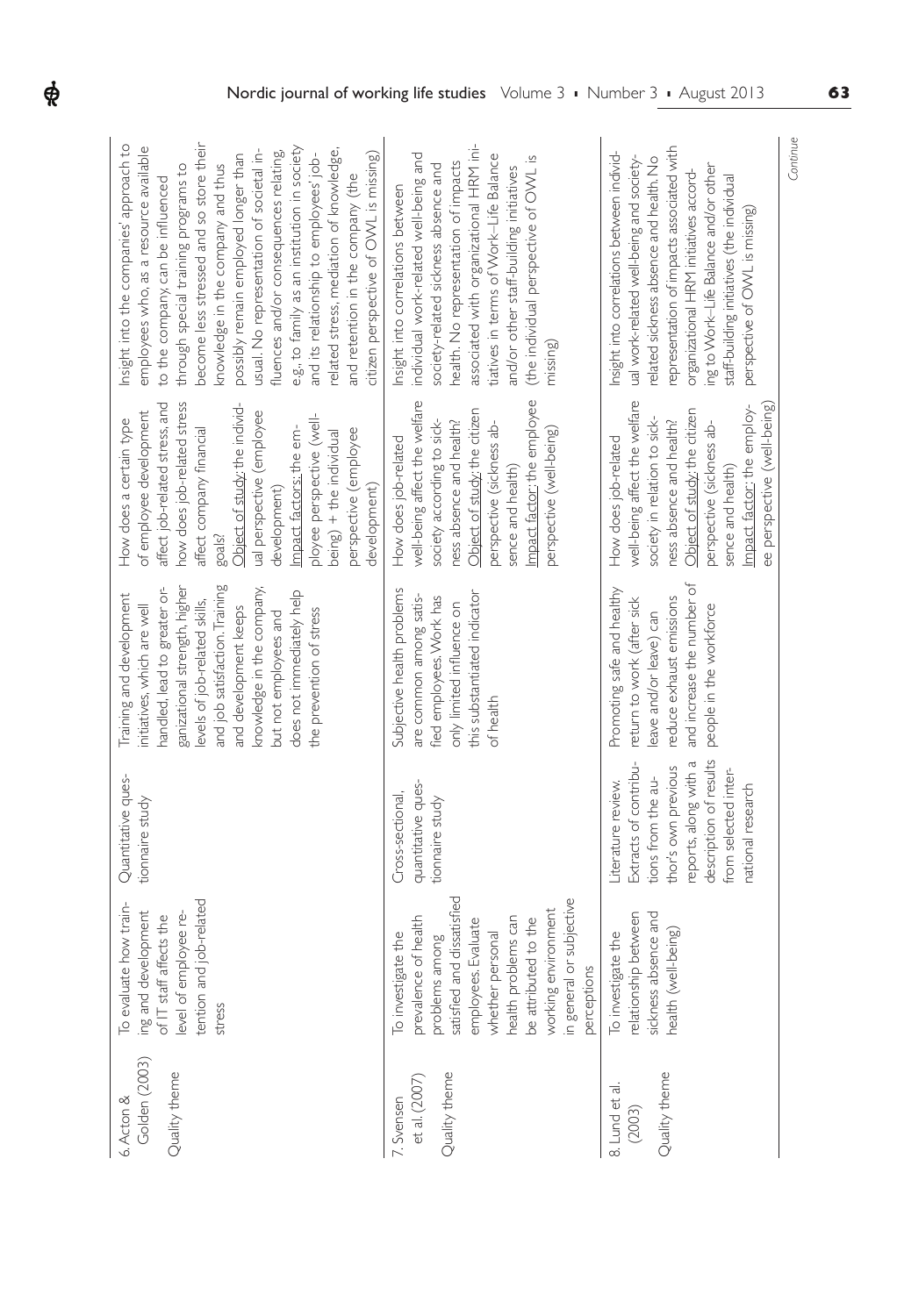| 6. Acton & Golden (2003) Quality theme | To evaluate how training and development of IT staff affects the level of employee retention and job-related stress | Quantitative questionnaire study | Training and development initiatives, which are well handled, lead to greater organizational strength, higher levels of job-related skills, and job satisfaction. Training and development keeps knowledge in the company, but not employees and does not immediately help the prevention of stress | How does a certain type of employee development affect job-related stress, and how does job-related stress affect company financial goals? Object of study: the individual perspective (employee development) Impact factors: the employee perspective (well-being) + the individual perspective (employee development) | Insight into the companies' approach to employees who, as a resource available to the company, can be influenced through special training programs to become less stressed and so store their knowledge in the company and thus possibly remain employed longer than usual. No representation of societal influences and/or consequences relating, e.g., to family as an institution in society and its relationship to employees' job-related stress, mediation of knowledge, and retention in the company (the citizen perspective of OWL is missing) |
|---|---|---|---|---|---|
| 7. Svensen et al. (2007) Quality theme | To investigate the prevalence of health problems among satisfied and dissatisfied employees. Evaluate whether personal health problems can be attributed to the working environment in general or subjective perceptions | Cross-sectional, quantitative questionnaire study | Subjective health problems are common among satisfied employees. Work has only limited influence on this substantiated indicator of health | How does job-related well-being affect the welfare society according to sickness absence and health? Object of study: the citizen perspective (sickness absence and health) Impact factor: the employee perspective (well-being) | Insight into correlations between individual work-related well-being and society-related sickness absence and health. No representation of impacts associated with organizational HRM initiatives in terms of Work–Life Balance and/or other staff-building initiatives (the individual perspective of OWL is missing) |
| 8. Lund et al. (2003) Quality theme | To investigate the relationship between sickness absence and health (well-being) | Literature review. Extracts of contributions from the author's own previous reports, along with a description of results from selected international research | Promoting safe and healthy return to work (after sick leave and/or leave) can reduce exhaust emissions and increase the number of people in the workforce | How does job-related well-being affect the welfare society in relation to sickness absence and health? Object of study: the citizen perspective (sickness absence and health) Impact factor: the employee perspective (well-being) | Insight into correlations between individual work-related well-being and society-related sickness absence and health. No representation of impacts associated with organizational HRM initiatives according to Work–Life Balance and/or other staff-building initiatives (the individual perspective of OWL is missing) |

*Continue*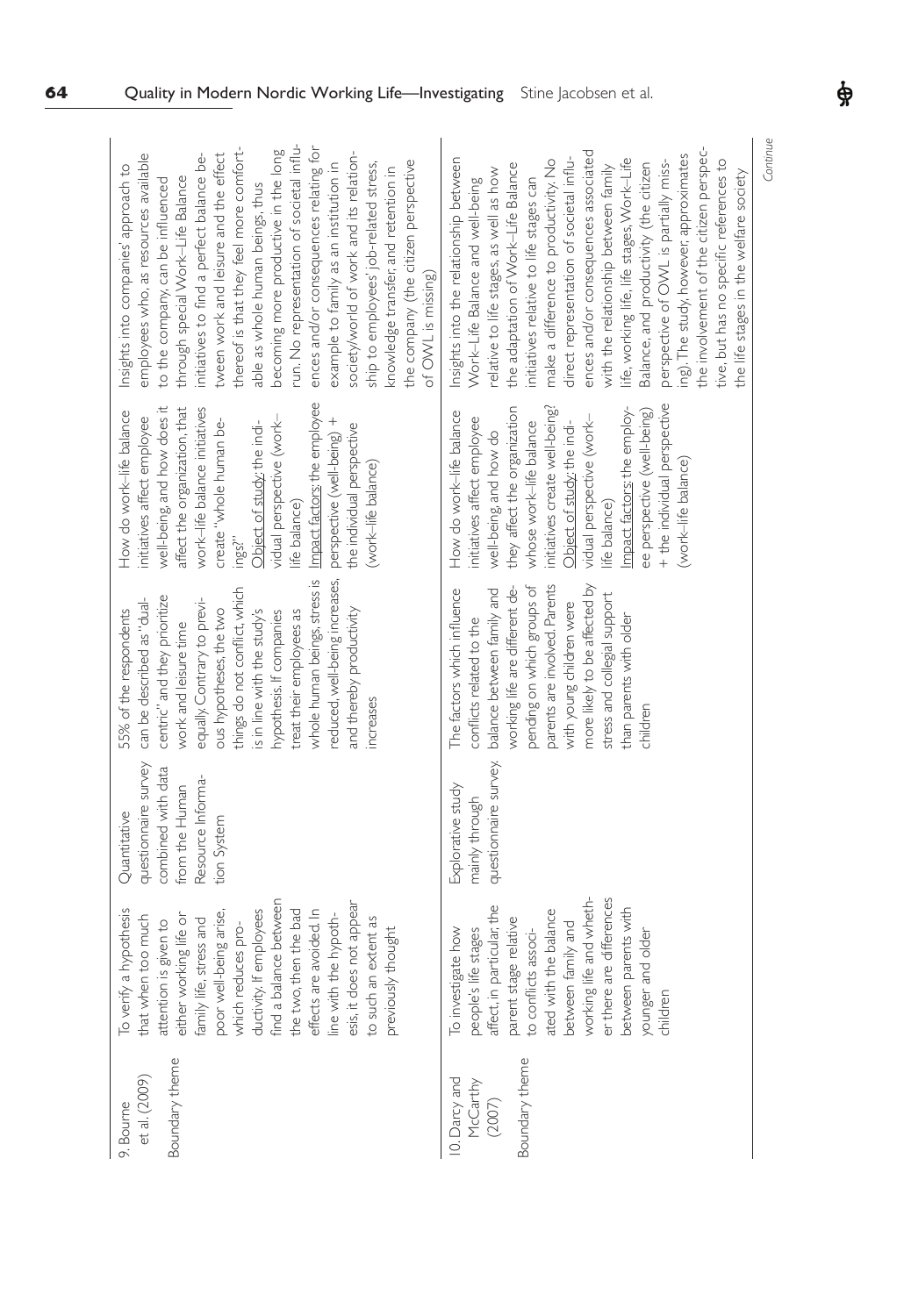| 9. Bourne et al. (2009) Boundary theme | To verify a hypothesis that when too much attention is given to either working life or family life, stress and poor well-being arise, which reduces productivity. If employees find a balance between the two, then the bad effects are avoided. In line with the hypothesis, it does not appear to such an extent as previously thought | Quantitative questionnaire survey combined with data from the Human Resource Information System | 55% of the respondents can be described as "dual-centric" and they prioritize work and leisure time equally. Contrary to previous hypotheses, the two things do not conflict, which is in line with the study's hypothesis. If companies treat their employees as whole human beings, stress is reduced, well-being increases, and thereby productivity increases | How do work–life balance initiatives affect employee well-being, and how does it affect the organization, that work–life balance initiatives create "whole human beings?" <u>Object of study</u>: the individual perspective (work–life balance) <u>Impact factors</u>: the employee perspective (well-being) + the individual perspective (work–life balance) | Insights into companies' approach to employees who, as resources available to the company, can be influenced through special Work–Life Balance initiatives to find a perfect balance between work and leisure and the effect thereof is that they feel more comfortable as whole human beings, thus becoming more productive in the long run. No representation of societal influences and/or consequences relating for example to family as an institution in society/world of work and its relationship to employees' job-related stress, knowledge transfer, and retention in the company (the citizen perspective of OWL is missing) |
|---|---|---|---|---|---|
| 10. Darcy and McCarthy (2007) Boundary theme | To investigate how people's life stages affect, in particular, the parent stage relative to conflicts associated with the balance between family and working life and whether there are differences between parents with younger and older children | Explorative study mainly through questionnaire survey. | The factors which influence conflicts related to the balance between family and working life are different depending on which groups of parents are involved. Parents with young children were more likely to be affected by stress and collegial support than parents with older children | How do work–life balance initiatives affect employee well-being, and how do they affect the organization whose work–life balance initiatives create well-being? <u>Object of study</u>: the individual perspective (work–life balance) <u>Impact factors</u>: the employee perspective (well-being) + the individual perspective (work–life balance) | Insights into the relationship between Work–Life Balance and well-being relative to life stages, as well as how the adaptation of Work–Life Balance initiatives relative to life stages can make a difference to productivity. No direct representation of societal influences and/or consequences associated with the relationship between family life, working life, life stages, Work–Life Balance, and productivity (the citizen perspective of OWL is partially missing). The study, however, approximates the involvement of the citizen perspective, but has no specific references to the life stages in the welfare society |

*Continue*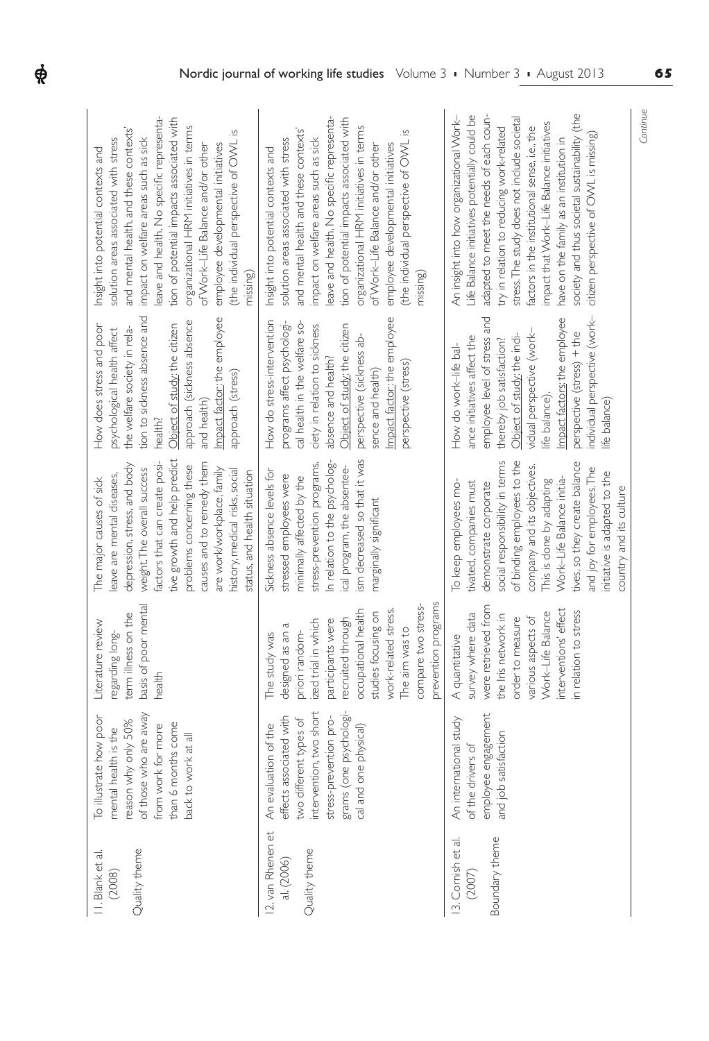| | | | | | |
|---|---|---|---|---|---|
| 11. Blank et al. (2008) Quality theme | To illustrate how poor mental health is the reason why only 50% of those who are away from work for more than 6 months come back to work at all | Literature review regarding long-term illness on the basis of poor mental health | The major causes of sick leave are mental diseases, depression, stress, and body weight. The overall success factors that can create positive growth and help predict problems concerning these causes and to remedy them are work/workplace, family history, medical risks, social status, and health situation | How does stress and poor psychological health affect the welfare society in relation to sickness absence and health? Object of study: the citizen approach (sickness absence and health) Impact factor: the employee approach (stress) | Insight into potential contexts and solution areas associated with stress and mental health, and these contexts' impact on welfare areas such as sick leave and health. No specific representation of potential impacts associated with organizational HRM initiatives in terms of Work–Life Balance and/or other employee developmental initiatives (the individual perspective of OWL is missing) |
| 12. van Rhenen et al. (2006) Quality theme | An evaluation of the effects associated with two different types of intervention, two short stress-prevention programs (one psychological and one physical) | The study was designed as an a priori randomized trial in which participants were recruited through occupational health studies focusing on work-related stress. The aim was to compare two stress-prevention programs | Sickness absence levels for stressed employees were minimally affected by the stress-prevention programs. In relation to the psychological program, the absenteeism decreased so that it was marginally significant | How do stress-intervention programs affect psychological health in the welfare society in relation to sickness absence and health? Object of study: the citizen perspective (sickness absence and health) Impact factor: the employee perspective (stress) | Insight into potential contexts and solution areas associated with stress and mental health and these contexts' impact on welfare areas such as sick leave and health. No specific representation of potential impacts associated with organizational HRM initiatives in terms of Work–Life Balance and/or other employee developmental initiatives (the individual perspective of OWL is missing) |
| 13. Cornish et al. (2007) Boundary theme | An international study of the drivers of employee engagement and job satisfaction | A quantitative survey where data were retrieved from the Iris network in order to measure various aspects of Work–Life Balance interventions' effect in relation to stress | To keep employees motivated, companies must demonstrate corporate social responsibility in terms of binding employees to the company and its objectives. This is done by adapting Work–Life Balance initiatives, so they create balance and joy for employees. The initiative is adapted to the country and its culture | How do work-life balance initiatives affect the employee level of stress and thereby job satisfaction? Object of study: the individual perspective (work-life balance). Impact factors: the employee perspective (stress) + the individual perspective (work-life balance) | An insight into how organizational Work-Life Balance initiatives potentially could be adapted to meet the needs of each country in relation to reducing work-related stress. The study does not include societal factors in the institutional sense, i.e., the impact that Work–Life Balance initiatives have on the family as an institution in society and thus societal sustainability (the citizen perspective of OWL is missing) |

*Continue*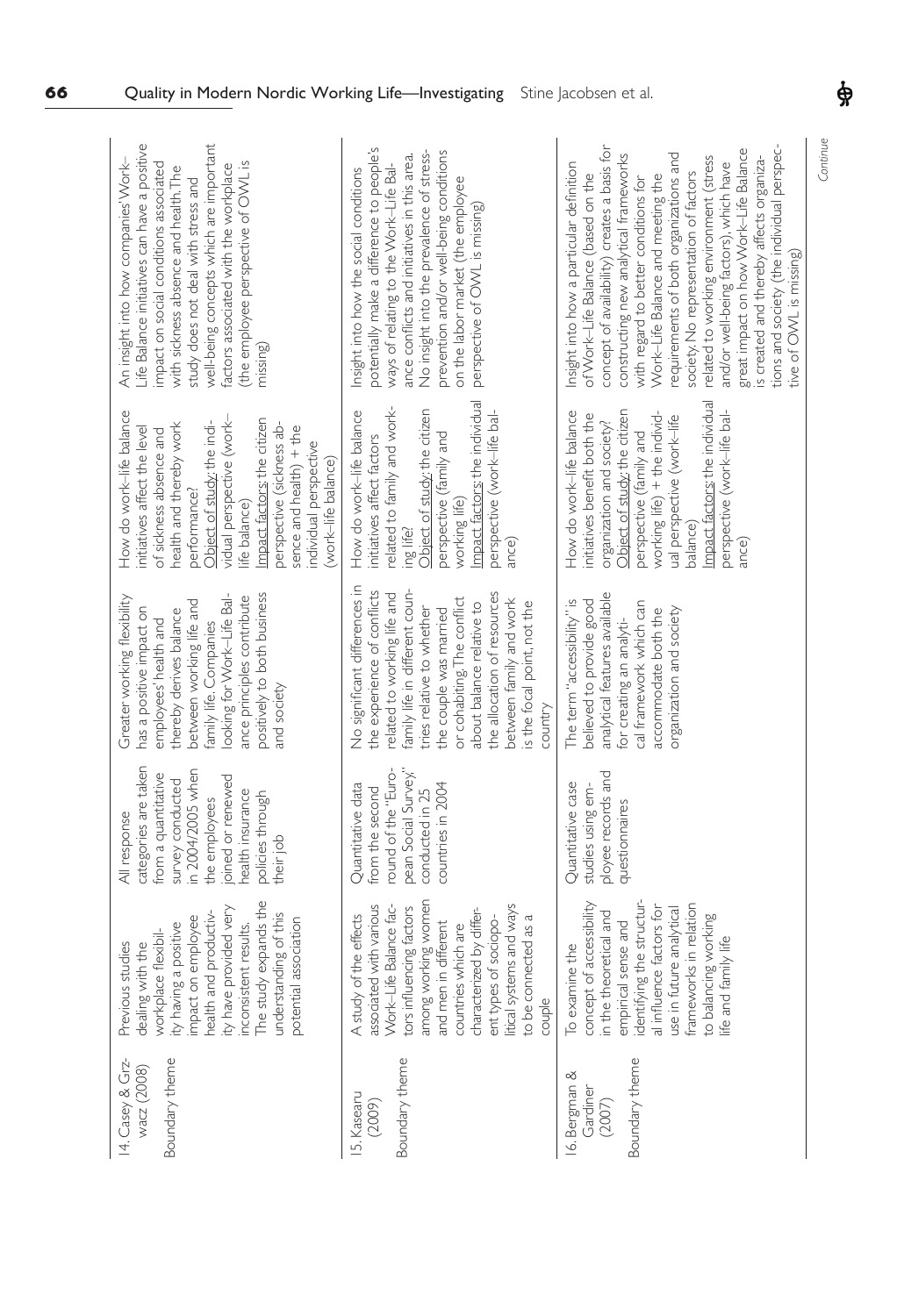| 14. Casey & Grzywacz (2008) Boundary theme | Previous studies dealing with the workplace flexibility having a positive impact on employee health and productivity have provided very inconsistent results. The study expands the understanding of this potential association | All response categories are taken from a quantitative survey conducted in 2004/2005 when the employees joined or renewed health insurance policies through their job | Greater working flexibility has a positive impact on employees' health and thereby derives balance between working life and family life. Companies looking for Work–Life Balance principles contribute positively to both business and society | How do work–life balance initiatives affect the level of sickness absence and health and thereby work performance? Object of study: the individual perspective (work–life balance) Impact factors: the citizen perspective (sickness absence and health) + the individual perspective (work–life balance) | An insight into how companies' Work–Life Balance initiatives can have a positive impact on social conditions associated with sickness absence and health. The study does not deal with stress and well-being concepts which are important factors associated with the workplace (the employee perspective of OWL is missing) |
|---|---|---|---|---|---|
| 15. Kasearu (2009) Boundary theme | A study of the effects associated with various Work–Life Balance factors influencing factors among working women and men in different countries which are characterized by different types of sociopolitical systems and ways to be connected as a couple | Quantitative data from the second round of the "European Social Survey," conducted in 25 countries in 2004 | No significant differences in the experience of conflicts related to working life and family life in different countries relative to whether the couple was married or cohabiting. The conflict about balance relative to the allocation of resources between family and work is the focal point, not the country | How do work–life balance initiatives affect factors related to family and working life? Object of study: the citizen perspective (family and working life) Impact factors: the individual perspective (work–life balance) | Insight into how the social conditions potentially make a difference to people's ways of relating to the Work–Life Balance conflicts and initiatives in this area. No insight into the prevalence of stress-prevention and/or well-being conditions on the labor market (the employee perspective of OWL is missing) |
| 16. Bergman & Gardiner (2007) Boundary theme | To examine the concept of accessibility in the theoretical and empirical sense and identifying the structural influence factors for use in future analytical frameworks in relation to balancing working life and family life | Quantitative case studies using employee records and questionnaires | The term "accessibility" is believed to provide good analytical features available for creating an analytical framework which can accommodate both the organization and society | How do work–life balance initiatives benefit both the organization and society? Object of study: the citizen perspective (family and working life) + the individual perspective (work–life balance) Impact factors: the individual perspective (work–life balance) | Insight into how a particular definition of Work–Life Balance (based on the concept of availability) creates a basis for constructing new analytical frameworks with regard to better conditions for Work–Life Balance and meeting the requirements of both organizations and society. No representation of factors related to working environment (stress and/or well-being factors), which have great impact on how Work–Life Balance is created and thereby affects organizations and society (the individual perspective of OWL is missing) |

*Continue*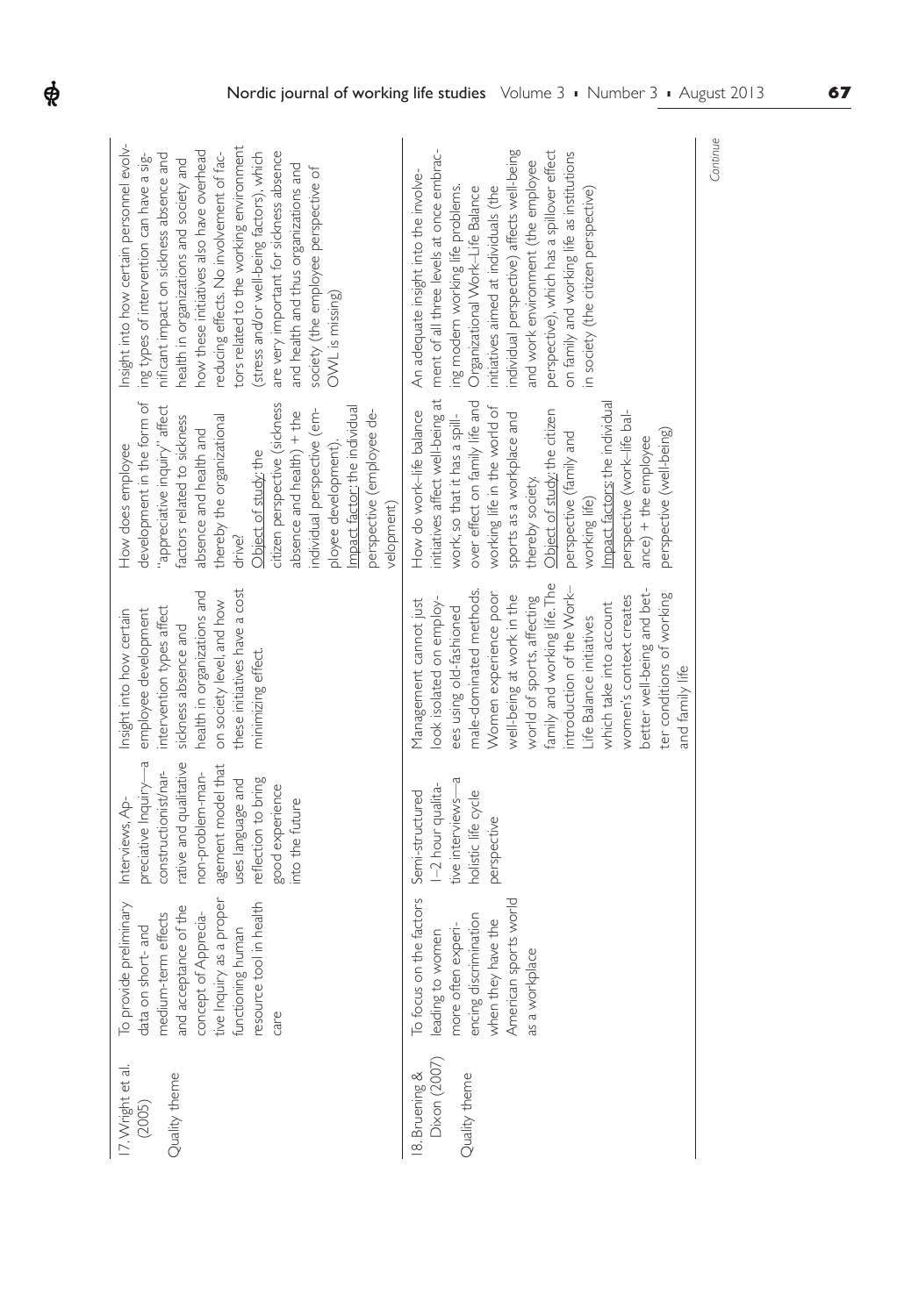| 17. Wright et al. (2005) Quality theme | To provide preliminary data on short- and medium-term effects and acceptance of the concept of Appreciative Inquiry as a proper functioning human resource tool in health care | Interviews, Appreciative Inquiry—a constructionist/narrative and qualitative non-problem-management model that uses language and reflection to bring good experience into the future | Insight into how certain employee development intervention types affect sickness absence and health in organizations and on society level, and how these initiatives have a cost minimizing effect. | How does employee development in the form of "appreciative inquiry" affect factors related to sickness absence and health and thereby the organizational drive? Object of study: the citizen perspective (sickness absence and health) + the individual perspective (employee development). Impact factor: the individual perspective (employee development) | Insight into how certain personnel evolving types of intervention can have a significant impact on sickness absence and health in organizations and society and how these initiatives also have overhead reducing effects. No involvement of factors related to the working environment (stress and/or well-being factors), which are very important for sickness absence and health and thus organizations and society (the employee perspective of OWL is missing) |
|---|---|---|---|---|---|
| 18. Bruening & Dixon (2007) Quality theme | To focus on the factors leading to women more often experiencing discrimination when they have the American sports world as a workplace | Semi-structured 1–2 hour qualitative interviews—a holistic life cycle perspective | Management cannot just look isolated on employees using old-fashioned male-dominated methods. Women experience poor well-being at work in the world of sports, affecting family and working life. The introduction of the Work–Life Balance initiatives which take into account women's context creates better well-being and better conditions of working and family life | How do work–life balance initiatives affect well-being at work, so that it has a spill-over effect on family life and working life in the world of sports as a workplace and thereby society. Object of study: the citizen perspective (family and working life) Impact factors: the individual perspective (work–life balance) + the employee perspective (well-being) | An adequate insight into the involvement of all three levels at once embracing modern working life problems. Organizational Work–Life Balance initiatives aimed at individuals (the individual perspective) affects well-being and work environment (the employee perspective), which has a spillover effect on family and working life as institutions in society (the citizen perspective) |

*Continue*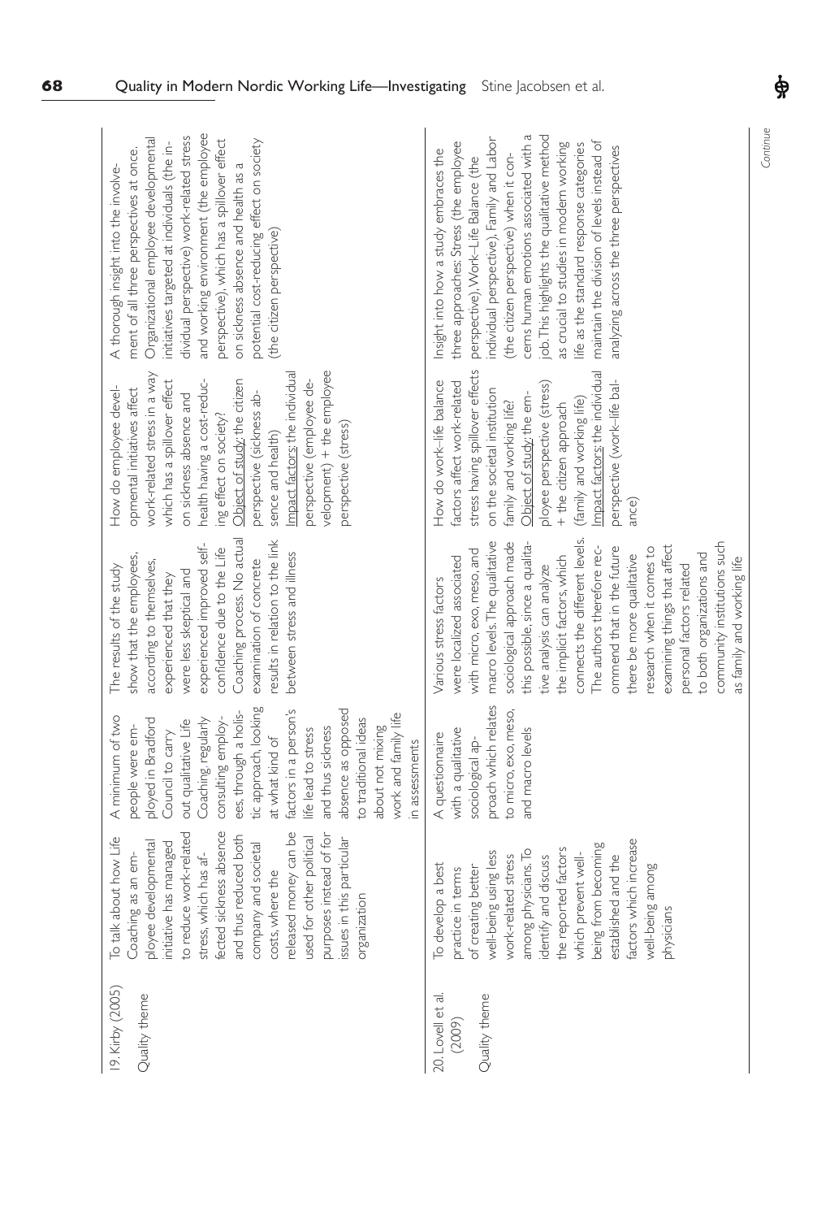| 19. Kirby (2005) Quality theme | To talk about how Life Coaching as an employee developmental initiative has managed to reduce work-related stress, which has affected sickness absence and thus reduced both company and societal costs, where the released money can be used for other political purposes instead of for issues in this particular organization | A minimum of two people were employed in Bradford Council to carry out qualitative Life Coaching, regularly consulting employees, through a holistic approach, looking at what kind of factors in a person's life lead to stress and thus sickness absence as opposed to traditional ideas about not mixing work and family life in assessments | The results of the study show that the employees, according to themselves, experienced that they were less skeptical and experienced improved self-confidence due to the Life Coaching process. No actual examination of concrete results in relation to the link between stress and illness | How do employee developmental initiatives affect work-related stress in a way which has a spillover effect on sickness absence and health having a cost-reducing effect on society? Object of study: the citizen perspective (sickness absence and health) Impact factors: the individual perspective (employee development) + the employee perspective (stress) | A thorough insight into the involvement of all three perspectives at once. Organizational employee developmental initiatives targeted at individuals (the individual perspective) work-related stress and working environment (the employee perspective), which has a spillover effect on sickness absence and health as a potential cost-reducing effect on society (the citizen perspective) |
|---|---|---|---|---|---|
| 20. Lovell et al. (2009) Quality theme | To develop a best practice in terms of creating better well-being using less work-related stress among physicians. To identify and discuss the reported factors which prevent well-being from becoming established and the factors which increase well-being among physicians | A questionnaire with a qualitative sociological approach which relates to micro, exo, meso, and macro levels | Various stress factors were localized associated with micro, exo, meso, and macro levels. The qualitative sociological approach made this possible, since a qualitative analysis can analyze the implicit factors, which connects the different levels. The authors therefore recommend that in the future there be more qualitative research when it comes to examining things that affect personal factors related to both organizations and community institutions such as family and working life | How do work–life balance factors affect work-related stress having spillover effects on the societal institution family and working life? Object of study: the employee perspective (stress) + the citizen approach (family and working life) Impact factors: the individual perspective (work–life balance) | Insight into how a study embraces the three approaches: Stress (the employee perspective), Work–Life Balance (the individual perspective), Family and Labor (the citizen perspective) when it concerns human emotions associated with a job. This highlights the qualitative method as crucial to studies in modern working life as the standard response categories maintain the division of levels instead of analyzing across the three perspectives |

Continue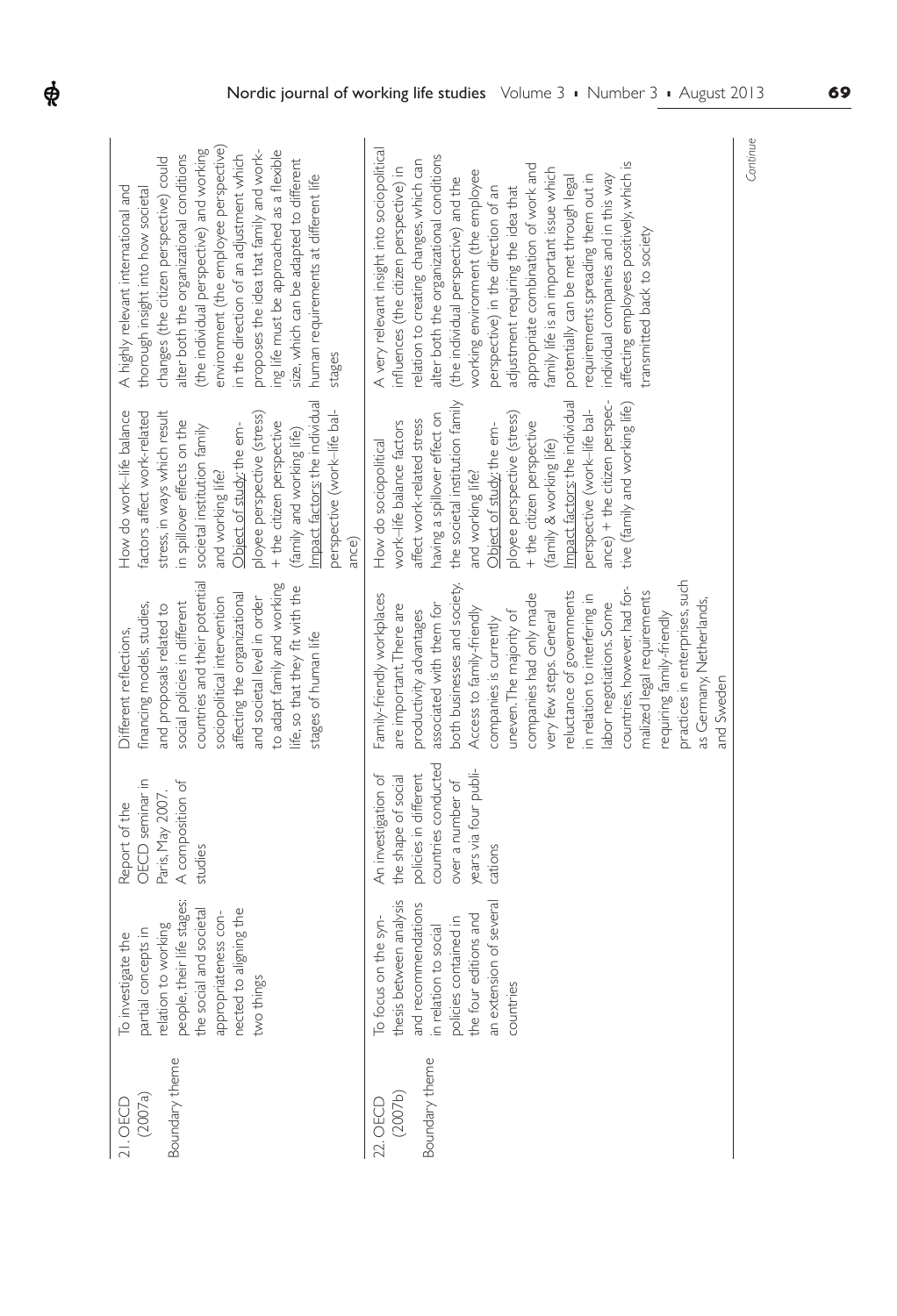| | | | | | |
|---|---|---|---|---|---|
| 21. OECD (2007a) Boundary theme | To investigate the partial concepts in relation to working people, their life stages: the social and societal appropriateness connected to aligning the two things | Report of the OECD seminar in Paris, May 2007. A composition of studies | Different reflections, financing models, studies, and proposals related to social policies in different countries and their potential sociopolitical intervention affecting the organizational and societal level in order to adapt family and working life, so that they fit with the stages of human life | How do work–life balance factors affect work-related stress, in ways which result in spillover effects on the societal institution family and working life? Object of study: the employee perspective (stress) + the citizen perspective (family and working life) Impact factors: the individual perspective (work–life balance) | A highly relevant international and thorough insight into how societal changes (the citizen perspective) could alter both the organizational conditions (the individual perspective) and working environment (the employee perspective) in the direction of an adjustment which proposes the idea that family and working life must be approached as a flexible size, which can be adapted to different human requirements at different life stages |
| 22. OECD (2007b) Boundary theme | To focus on the synthesis between analysis and recommendations in relation to social policies contained in the four editions and an extension of several countries | An investigation of the shape of social policies in different countries conducted over a number of years via four publications | Family-friendly workplaces are important. There are productivity advantages associated with them for both businesses and society. Access to family-friendly companies is currently uneven. The majority of companies had only made very few steps. General reluctance of governments in relation to interfering in labor negotiations. Some countries, however, had formalized legal requirements requiring family-friendly practices in enterprises, such as Germany, Netherlands, and Sweden | How do sociopolitical work–life balance factors affect work-related stress having a spillover effect on the societal institution family and working life? Object of study: the employee perspective (stress) + the citizen perspective (family & working life) Impact factors: the individual perspective (work–life balance) + the citizen perspective (family and working life) | A very relevant insight into sociopolitical influences (the citizen perspective) in relation to creating changes, which can alter both the organizational conditions (the individual perspective) and the working environment (the employee perspective) in the direction of an adjustment requiring the idea that appropriate combination of work and family life is an important issue which potentially can be met through legal requirements spreading them out in individual companies and in this way affecting employees positively, which is transmitted back to society |

*Continue*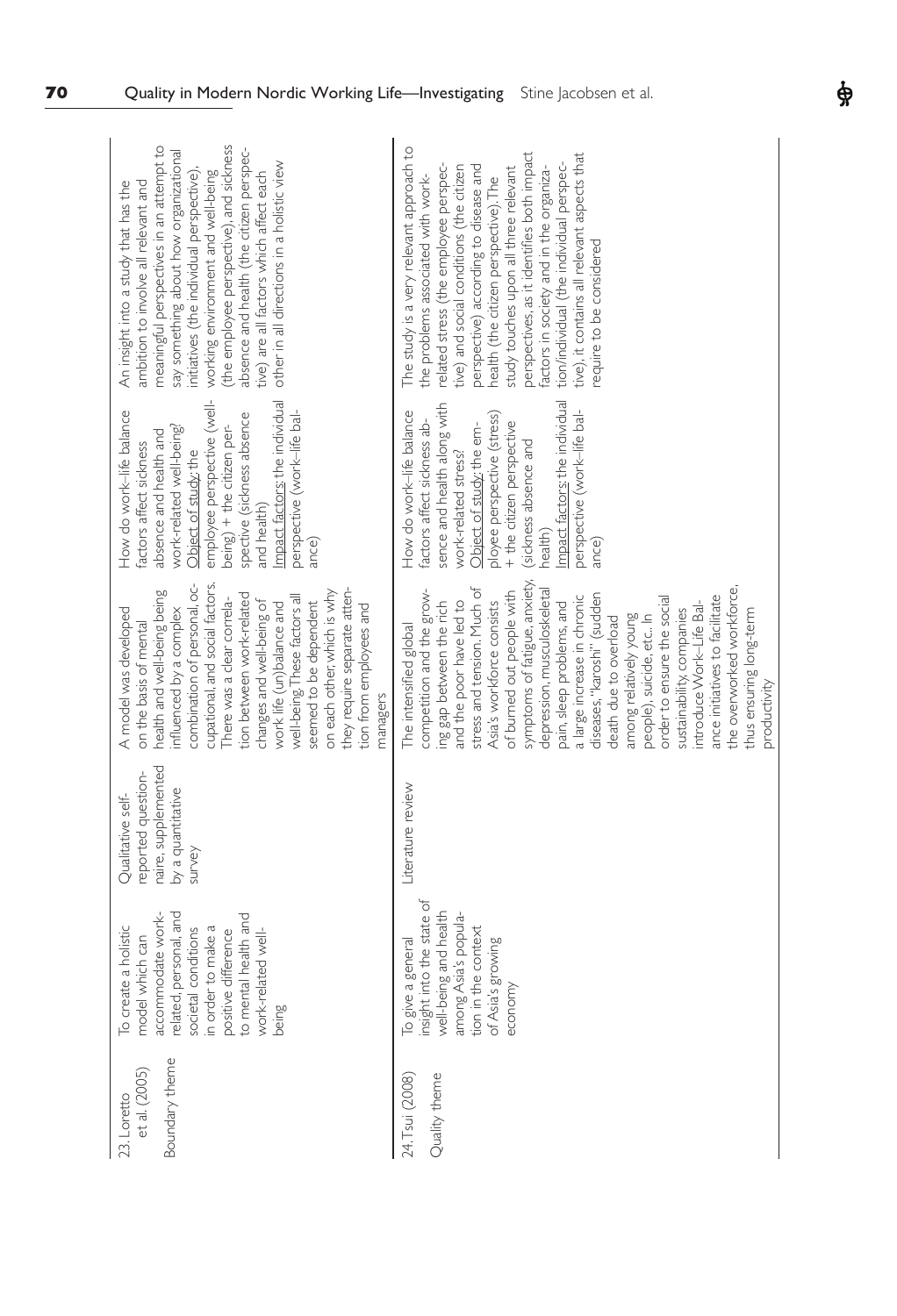| | | | | | |
|---|---|---|---|---|---|
| 23. Loretto et al. (2005) Boundary theme | To create a holistic model which can accommodate work-related, personal, and societal conditions in order to make a positive difference to mental health and work-related well-being | Qualitative self-reported questionnaire, supplemented by a quantitative survey | A model was developed on the basis of mental health and well-being being influenced by a complex combination of personal, occupational, and social factors. There was a clear correlation between work-related changes and well-being of work life (un)balance and well-being. These factors all seemed to be dependent on each other, which is why they require separate attention from employees and managers | How do work–life balance factors affect sickness absence and health and work-related well-being? Object of study: the employee perspective (well-being) + the citizen perspective (sickness absence and health) Impact factors: the individual perspective (work–life balance) | An insight into a study that has the ambition to involve all relevant and meaningful perspectives in an attempt to say something about how organizational initiatives (the individual perspective), working environment and well-being (the employee perspective), and sickness absence and health (the citizen perspective) are all factors which affect each other in all directions in a holistic view |
| 24. Tsui (2008) Quality theme | To give a general insight into the state of well-being and health among Asia's population in the context of Asia's growing economy | Literature review | The intensified global competition and the growing gap between the rich and the poor have led to stress and tension. Much of Asia's workforce consists of burned out people with symptoms of fatigue, anxiety, depression, musculoskeletal pain, sleep problems, and a large increase in chronic diseases, "karoshi" (sudden death due to overload among relatively young people), suicide, etc.. In order to ensure the social sustainability, companies introduce Work–Life Balance initiatives to facilitate the overworked workforce, thus ensuring long-term productivity | How do work–life balance factors affect sickness absence and health along with work-related stress? Object of study: the employee perspective (stress) + the citizen perspective (sickness absence and health) Impact factors: the individual perspective (work–life balance) | The study is a very relevant approach to the problems associated with work-related stress (the employee perspective) and social conditions (the citizen perspective) according to disease and health (the citizen perspective). The study touches upon all three relevant perspectives, as it identifies both impact factors in society and in the organization/individual (the individual perspective), it contains all relevant aspects that require to be considered |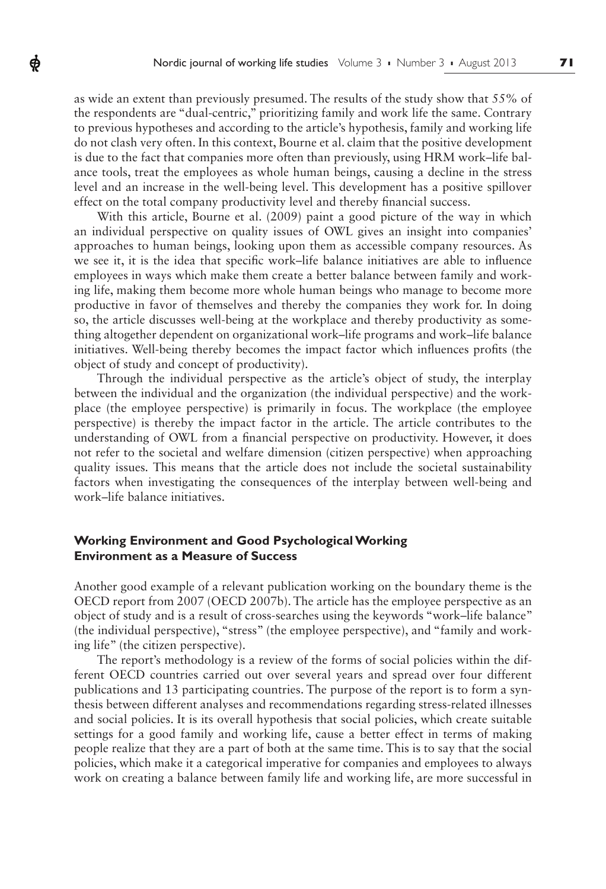as wide an extent than previously presumed. The results of the study show that 55% of the respondents are "dual-centric," prioritizing family and work life the same. Contrary to previous hypotheses and according to the article's hypothesis, family and working life do not clash very often. In this context, Bourne et al. claim that the positive development is due to the fact that companies more often than previously, using HRM work–life balance tools, treat the employees as whole human beings, causing a decline in the stress level and an increase in the well-being level. This development has a positive spillover effect on the total company productivity level and thereby financial success.

With this article, Bourne et al. (2009) paint a good picture of the way in which an individual perspective on quality issues of OWL gives an insight into companies' approaches to human beings, looking upon them as accessible company resources. As we see it, it is the idea that specific work–life balance initiatives are able to influence employees in ways which make them create a better balance between family and working life, making them become more whole human beings who manage to become more productive in favor of themselves and thereby the companies they work for. In doing so, the article discusses well-being at the workplace and thereby productivity as something altogether dependent on organizational work–life programs and work–life balance initiatives. Well-being thereby becomes the impact factor which influences profits (the object of study and concept of productivity).

Through the individual perspective as the article's object of study, the interplay between the individual and the organization (the individual perspective) and the workplace (the employee perspective) is primarily in focus. The workplace (the employee perspective) is thereby the impact factor in the article. The article contributes to the understanding of OWL from a financial perspective on productivity. However, it does not refer to the societal and welfare dimension (citizen perspective) when approaching quality issues. This means that the article does not include the societal sustainability factors when investigating the consequences of the interplay between well-being and work–life balance initiatives.

### Working Environment and Good Psychological Working Environment as a Measure of Success

Another good example of a relevant publication working on the boundary theme is the OECD report from 2007 (OECD 2007b). The article has the employee perspective as an object of study and is a result of cross-searches using the keywords "work–life balance" (the individual perspective), "stress" (the employee perspective), and "family and working life" (the citizen perspective).

The report's methodology is a review of the forms of social policies within the different OECD countries carried out over several years and spread over four different publications and 13 participating countries. The purpose of the report is to form a synthesis between different analyses and recommendations regarding stress-related illnesses and social policies. It is its overall hypothesis that social policies, which create suitable settings for a good family and working life, cause a better effect in terms of making people realize that they are a part of both at the same time. This is to say that the social policies, which make it a categorical imperative for companies and employees to always work on creating a balance between family life and working life, are more successful in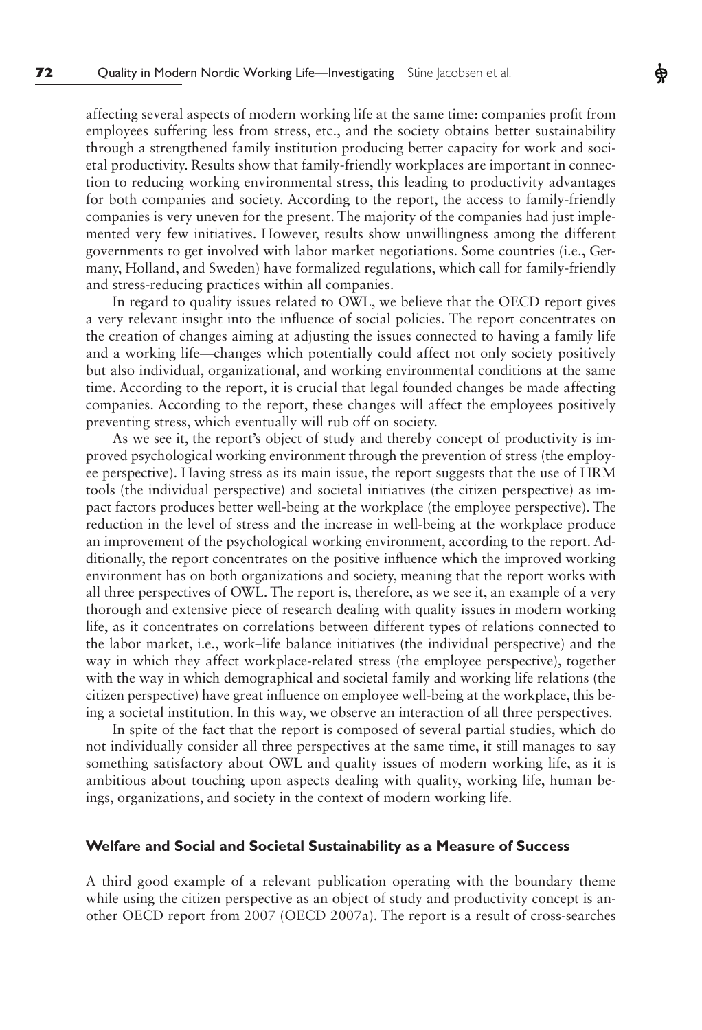affecting several aspects of modern working life at the same time: companies profit from employees suffering less from stress, etc., and the society obtains better sustainability through a strengthened family institution producing better capacity for work and societal productivity. Results show that family-friendly workplaces are important in connection to reducing working environmental stress, this leading to productivity advantages for both companies and society. According to the report, the access to family-friendly companies is very uneven for the present. The majority of the companies had just implemented very few initiatives. However, results show unwillingness among the different governments to get involved with labor market negotiations. Some countries (i.e., Germany, Holland, and Sweden) have formalized regulations, which call for family-friendly and stress-reducing practices within all companies.

In regard to quality issues related to OWL, we believe that the OECD report gives a very relevant insight into the influence of social policies. The report concentrates on the creation of changes aiming at adjusting the issues connected to having a family life and a working life—changes which potentially could affect not only society positively but also individual, organizational, and working environmental conditions at the same time. According to the report, it is crucial that legal founded changes be made affecting companies. According to the report, these changes will affect the employees positively preventing stress, which eventually will rub off on society.

As we see it, the report's object of study and thereby concept of productivity is improved psychological working environment through the prevention of stress (the employee perspective). Having stress as its main issue, the report suggests that the use of HRM tools (the individual perspective) and societal initiatives (the citizen perspective) as impact factors produces better well-being at the workplace (the employee perspective). The reduction in the level of stress and the increase in well-being at the workplace produce an improvement of the psychological working environment, according to the report. Additionally, the report concentrates on the positive influence which the improved working environment has on both organizations and society, meaning that the report works with all three perspectives of OWL. The report is, therefore, as we see it, an example of a very thorough and extensive piece of research dealing with quality issues in modern working life, as it concentrates on correlations between different types of relations connected to the labor market, i.e., work–life balance initiatives (the individual perspective) and the way in which they affect workplace-related stress (the employee perspective), together with the way in which demographical and societal family and working life relations (the citizen perspective) have great influence on employee well-being at the workplace, this being a societal institution. In this way, we observe an interaction of all three perspectives.

In spite of the fact that the report is composed of several partial studies, which do not individually consider all three perspectives at the same time, it still manages to say something satisfactory about OWL and quality issues of modern working life, as it is ambitious about touching upon aspects dealing with quality, working life, human beings, organizations, and society in the context of modern working life.

### Welfare and Social and Societal Sustainability as a Measure of Success

A third good example of a relevant publication operating with the boundary theme while using the citizen perspective as an object of study and productivity concept is another OECD report from 2007 (OECD 2007a). The report is a result of cross-searches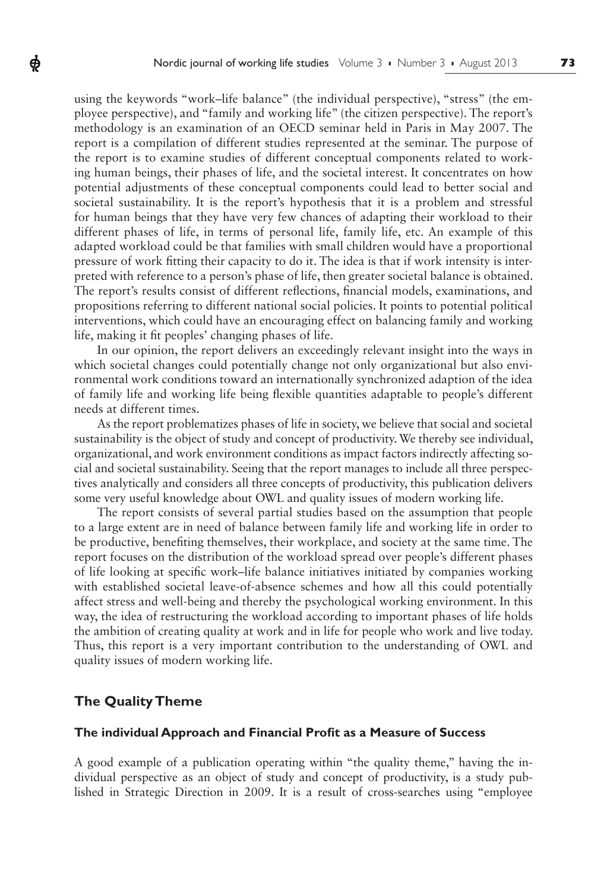using the keywords "work–life balance" (the individual perspective), "stress" (the employee perspective), and "family and working life" (the citizen perspective). The report's methodology is an examination of an OECD seminar held in Paris in May 2007. The report is a compilation of different studies represented at the seminar. The purpose of the report is to examine studies of different conceptual components related to working human beings, their phases of life, and the societal interest. It concentrates on how potential adjustments of these conceptual components could lead to better social and societal sustainability. It is the report's hypothesis that it is a problem and stressful for human beings that they have very few chances of adapting their workload to their different phases of life, in terms of personal life, family life, etc. An example of this adapted workload could be that families with small children would have a proportional pressure of work fitting their capacity to do it. The idea is that if work intensity is interpreted with reference to a person's phase of life, then greater societal balance is obtained. The report's results consist of different reflections, financial models, examinations, and propositions referring to different national social policies. It points to potential political interventions, which could have an encouraging effect on balancing family and working life, making it fit peoples' changing phases of life.

In our opinion, the report delivers an exceedingly relevant insight into the ways in which societal changes could potentially change not only organizational but also environmental work conditions toward an internationally synchronized adaption of the idea of family life and working life being flexible quantities adaptable to people's different needs at different times.

As the report problematizes phases of life in society, we believe that social and societal sustainability is the object of study and concept of productivity. We thereby see individual, organizational, and work environment conditions as impact factors indirectly affecting social and societal sustainability. Seeing that the report manages to include all three perspectives analytically and considers all three concepts of productivity, this publication delivers some very useful knowledge about OWL and quality issues of modern working life.

The report consists of several partial studies based on the assumption that people to a large extent are in need of balance between family life and working life in order to be productive, benefiting themselves, their workplace, and society at the same time. The report focuses on the distribution of the workload spread over people's different phases of life looking at specific work–life balance initiatives initiated by companies working with established societal leave-of-absence schemes and how all this could potentially affect stress and well-being and thereby the psychological working environment. In this way, the idea of restructuring the workload according to important phases of life holds the ambition of creating quality at work and in life for people who work and live today. Thus, this report is a very important contribution to the understanding of OWL and quality issues of modern working life.

## The Quality Theme

### The individual Approach and Financial Profit as a Measure of Success

A good example of a publication operating within "the quality theme," having the individual perspective as an object of study and concept of productivity, is a study published in Strategic Direction in 2009. It is a result of cross-searches using "employee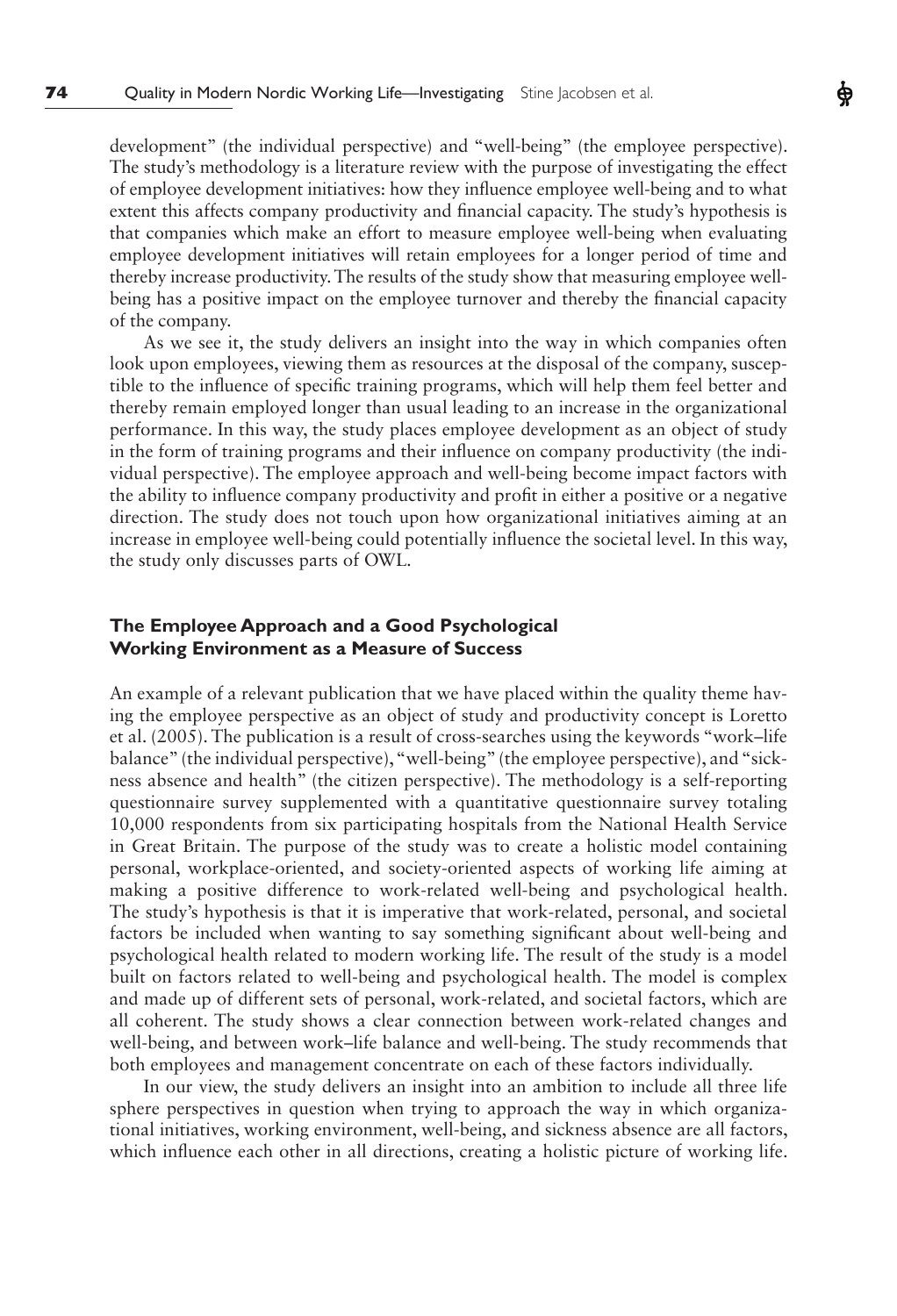development" (the individual perspective) and "well-being" (the employee perspective). The study's methodology is a literature review with the purpose of investigating the effect of employee development initiatives: how they influence employee well-being and to what extent this affects company productivity and financial capacity. The study's hypothesis is that companies which make an effort to measure employee well-being when evaluating employee development initiatives will retain employees for a longer period of time and thereby increase productivity. The results of the study show that measuring employee well-being has a positive impact on the employee turnover and thereby the financial capacity of the company.

As we see it, the study delivers an insight into the way in which companies often look upon employees, viewing them as resources at the disposal of the company, susceptible to the influence of specific training programs, which will help them feel better and thereby remain employed longer than usual leading to an increase in the organizational performance. In this way, the study places employee development as an object of study in the form of training programs and their influence on company productivity (the individual perspective). The employee approach and well-being become impact factors with the ability to influence company productivity and profit in either a positive or a negative direction. The study does not touch upon how organizational initiatives aiming at an increase in employee well-being could potentially influence the societal level. In this way, the study only discusses parts of OWL.

### The Employee Approach and a Good Psychological Working Environment as a Measure of Success

An example of a relevant publication that we have placed within the quality theme having the employee perspective as an object of study and productivity concept is Loretto et al. (2005). The publication is a result of cross-searches using the keywords "work–life balance" (the individual perspective), "well-being" (the employee perspective), and "sickness absence and health" (the citizen perspective). The methodology is a self-reporting questionnaire survey supplemented with a quantitative questionnaire survey totaling 10,000 respondents from six participating hospitals from the National Health Service in Great Britain. The purpose of the study was to create a holistic model containing personal, workplace-oriented, and society-oriented aspects of working life aiming at making a positive difference to work-related well-being and psychological health. The study's hypothesis is that it is imperative that work-related, personal, and societal factors be included when wanting to say something significant about well-being and psychological health related to modern working life. The result of the study is a model built on factors related to well-being and psychological health. The model is complex and made up of different sets of personal, work-related, and societal factors, which are all coherent. The study shows a clear connection between work-related changes and well-being, and between work–life balance and well-being. The study recommends that both employees and management concentrate on each of these factors individually.

In our view, the study delivers an insight into an ambition to include all three life sphere perspectives in question when trying to approach the way in which organizational initiatives, working environment, well-being, and sickness absence are all factors, which influence each other in all directions, creating a holistic picture of working life.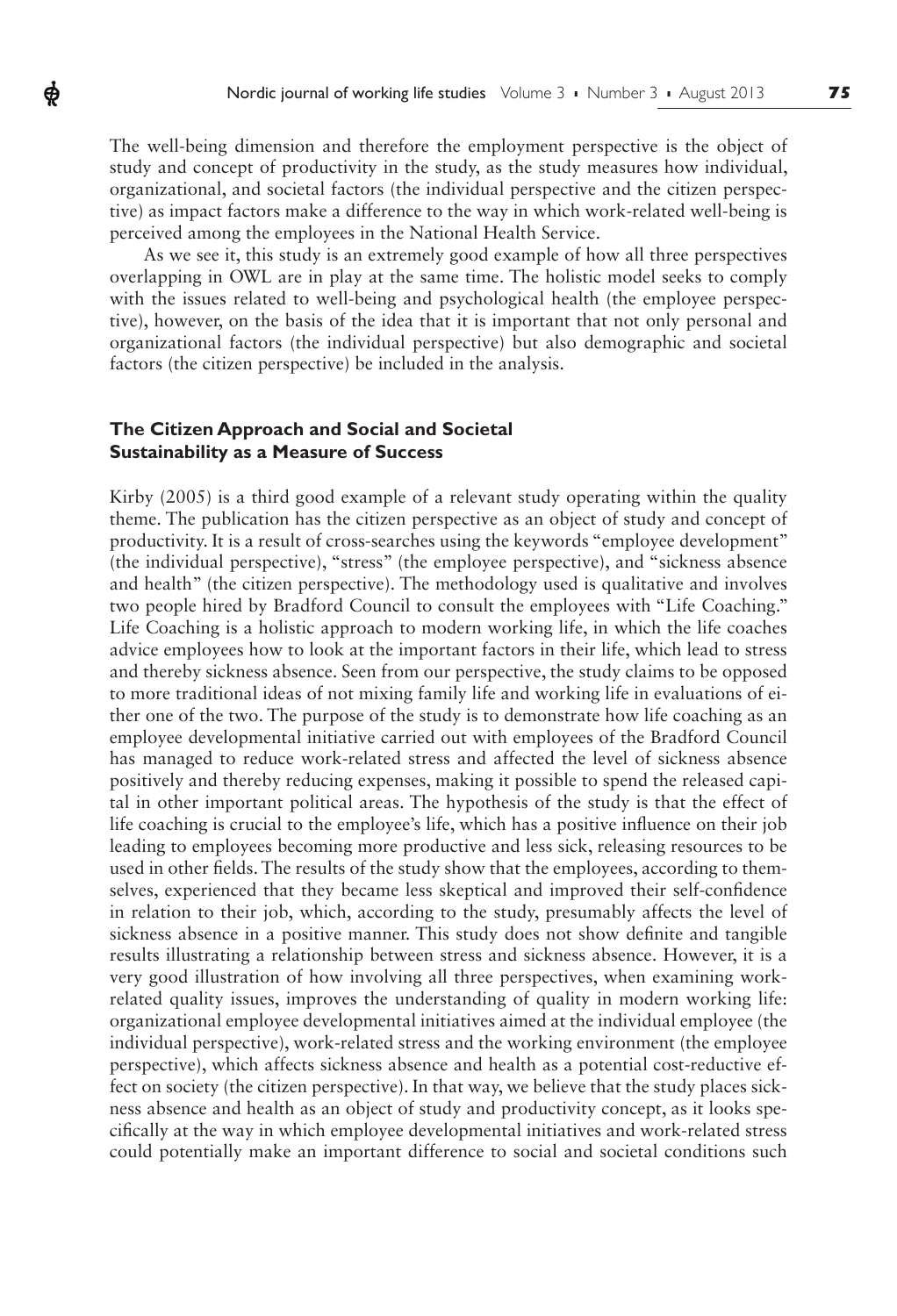The well-being dimension and therefore the employment perspective is the object of study and concept of productivity in the study, as the study measures how individual, organizational, and societal factors (the individual perspective and the citizen perspective) as impact factors make a difference to the way in which work-related well-being is perceived among the employees in the National Health Service.

As we see it, this study is an extremely good example of how all three perspectives overlapping in OWL are in play at the same time. The holistic model seeks to comply with the issues related to well-being and psychological health (the employee perspective), however, on the basis of the idea that it is important that not only personal and organizational factors (the individual perspective) but also demographic and societal factors (the citizen perspective) be included in the analysis.

### The Citizen Approach and Social and Societal Sustainability as a Measure of Success

Kirby (2005) is a third good example of a relevant study operating within the quality theme. The publication has the citizen perspective as an object of study and concept of productivity. It is a result of cross-searches using the keywords "employee development" (the individual perspective), "stress" (the employee perspective), and "sickness absence and health" (the citizen perspective). The methodology used is qualitative and involves two people hired by Bradford Council to consult the employees with "Life Coaching." Life Coaching is a holistic approach to modern working life, in which the life coaches advice employees how to look at the important factors in their life, which lead to stress and thereby sickness absence. Seen from our perspective, the study claims to be opposed to more traditional ideas of not mixing family life and working life in evaluations of either one of the two. The purpose of the study is to demonstrate how life coaching as an employee developmental initiative carried out with employees of the Bradford Council has managed to reduce work-related stress and affected the level of sickness absence positively and thereby reducing expenses, making it possible to spend the released capital in other important political areas. The hypothesis of the study is that the effect of life coaching is crucial to the employee's life, which has a positive influence on their job leading to employees becoming more productive and less sick, releasing resources to be used in other fields. The results of the study show that the employees, according to themselves, experienced that they became less skeptical and improved their self-confidence in relation to their job, which, according to the study, presumably affects the level of sickness absence in a positive manner. This study does not show definite and tangible results illustrating a relationship between stress and sickness absence. However, it is a very good illustration of how involving all three perspectives, when examining work-related quality issues, improves the understanding of quality in modern working life: organizational employee developmental initiatives aimed at the individual employee (the individual perspective), work-related stress and the working environment (the employee perspective), which affects sickness absence and health as a potential cost-reductive effect on society (the citizen perspective). In that way, we believe that the study places sickness absence and health as an object of study and productivity concept, as it looks specifically at the way in which employee developmental initiatives and work-related stress could potentially make an important difference to social and societal conditions such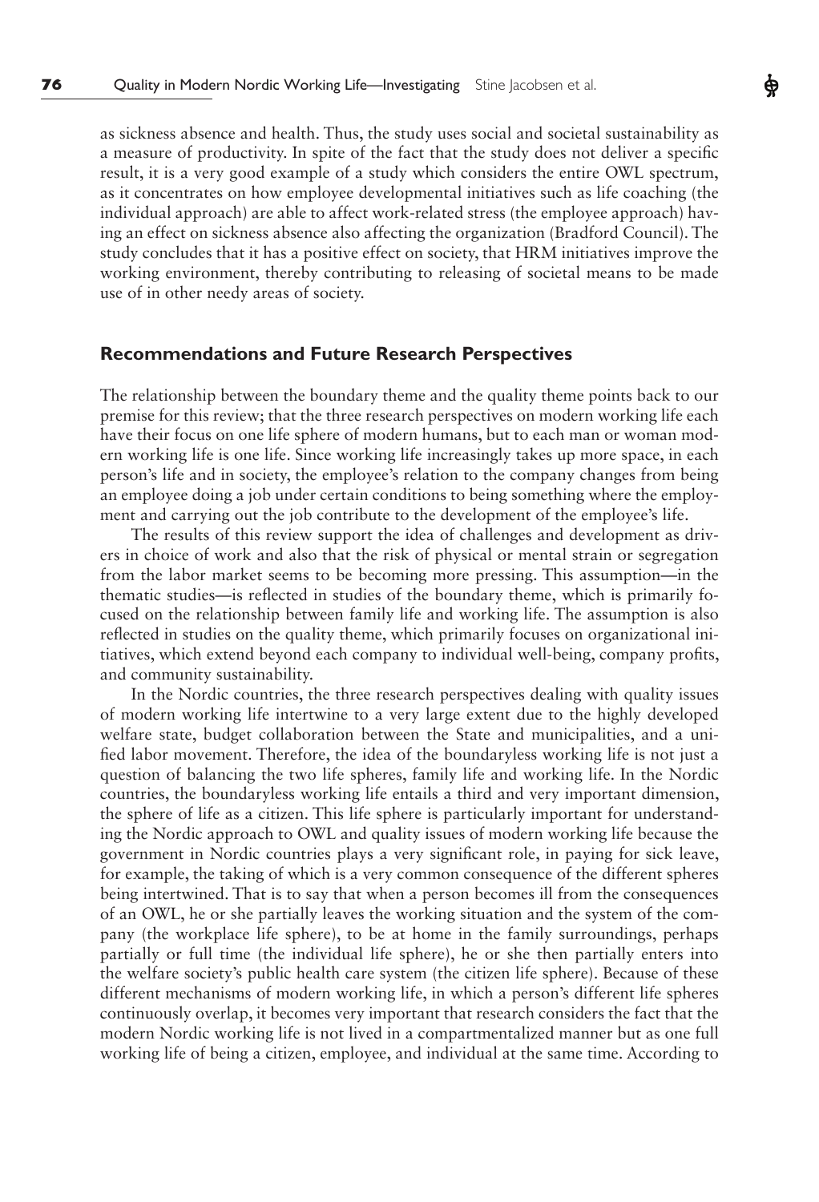as sickness absence and health. Thus, the study uses social and societal sustainability as a measure of productivity. In spite of the fact that the study does not deliver a specific result, it is a very good example of a study which considers the entire OWL spectrum, as it concentrates on how employee developmental initiatives such as life coaching (the individual approach) are able to affect work-related stress (the employee approach) having an effect on sickness absence also affecting the organization (Bradford Council). The study concludes that it has a positive effect on society, that HRM initiatives improve the working environment, thereby contributing to releasing of societal means to be made use of in other needy areas of society.

## Recommendations and Future Research Perspectives

The relationship between the boundary theme and the quality theme points back to our premise for this review; that the three research perspectives on modern working life each have their focus on one life sphere of modern humans, but to each man or woman modern working life is one life. Since working life increasingly takes up more space, in each person's life and in society, the employee's relation to the company changes from being an employee doing a job under certain conditions to being something where the employment and carrying out the job contribute to the development of the employee's life.

The results of this review support the idea of challenges and development as drivers in choice of work and also that the risk of physical or mental strain or segregation from the labor market seems to be becoming more pressing. This assumption—in the thematic studies—is reflected in studies of the boundary theme, which is primarily focused on the relationship between family life and working life. The assumption is also reflected in studies on the quality theme, which primarily focuses on organizational initiatives, which extend beyond each company to individual well-being, company profits, and community sustainability.

In the Nordic countries, the three research perspectives dealing with quality issues of modern working life intertwine to a very large extent due to the highly developed welfare state, budget collaboration between the State and municipalities, and a unified labor movement. Therefore, the idea of the boundaryless working life is not just a question of balancing the two life spheres, family life and working life. In the Nordic countries, the boundaryless working life entails a third and very important dimension, the sphere of life as a citizen. This life sphere is particularly important for understanding the Nordic approach to OWL and quality issues of modern working life because the government in Nordic countries plays a very significant role, in paying for sick leave, for example, the taking of which is a very common consequence of the different spheres being intertwined. That is to say that when a person becomes ill from the consequences of an OWL, he or she partially leaves the working situation and the system of the company (the workplace life sphere), to be at home in the family surroundings, perhaps partially or full time (the individual life sphere), he or she then partially enters into the welfare society's public health care system (the citizen life sphere). Because of these different mechanisms of modern working life, in which a person's different life spheres continuously overlap, it becomes very important that research considers the fact that the modern Nordic working life is not lived in a compartmentalized manner but as one full working life of being a citizen, employee, and individual at the same time. According to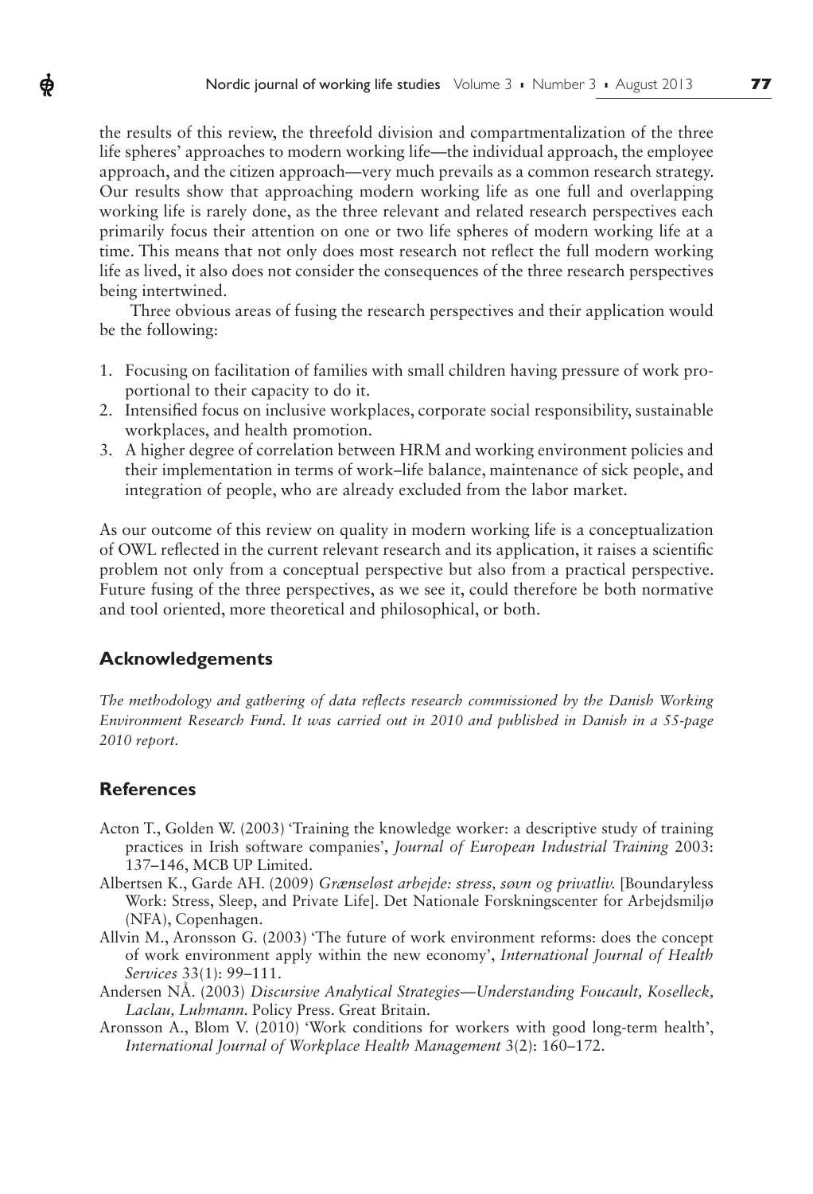the results of this review, the threefold division and compartmentalization of the three life spheres' approaches to modern working life—the individual approach, the employee approach, and the citizen approach—very much prevails as a common research strategy. Our results show that approaching modern working life as one full and overlapping working life is rarely done, as the three relevant and related research perspectives each primarily focus their attention on one or two life spheres of modern working life at a time. This means that not only does most research not reflect the full modern working life as lived, it also does not consider the consequences of the three research perspectives being intertwined.

Three obvious areas of fusing the research perspectives and their application would be the following:

1. Focusing on facilitation of families with small children having pressure of work proportional to their capacity to do it.
2. Intensified focus on inclusive workplaces, corporate social responsibility, sustainable workplaces, and health promotion.
3. A higher degree of correlation between HRM and working environment policies and their implementation in terms of work–life balance, maintenance of sick people, and integration of people, who are already excluded from the labor market.

As our outcome of this review on quality in modern working life is a conceptualization of OWL reflected in the current relevant research and its application, it raises a scientific problem not only from a conceptual perspective but also from a practical perspective. Future fusing of the three perspectives, as we see it, could therefore be both normative and tool oriented, more theoretical and philosophical, or both.

## Acknowledgements

*The methodology and gathering of data reflects research commissioned by the Danish Working Environment Research Fund. It was carried out in 2010 and published in Danish in a 55-page 2010 report.*

## References

Acton T., Golden W. (2003) 'Training the knowledge worker: a descriptive study of training practices in Irish software companies', *Journal of European Industrial Training* 2003: 137–146, MCB UP Limited.

Albertsen K., Garde AH. (2009) *Grænseløst arbejde: stress, søvn og privatliv.* [Boundaryless Work: Stress, Sleep, and Private Life]. Det Nationale Forskningscenter for Arbejdsmiljø (NFA), Copenhagen.

Allvin M., Aronsson G. (2003) 'The future of work environment reforms: does the concept of work environment apply within the new economy', *International Journal of Health Services* 33(1): 99–111.

Andersen NÅ. (2003) *Discursive Analytical Strategies—Understanding Foucault, Koselleck, Laclau, Luhmann.* Policy Press. Great Britain.

Aronsson A., Blom V. (2010) 'Work conditions for workers with good long-term health', *International Journal of Workplace Health Management* 3(2): 160–172.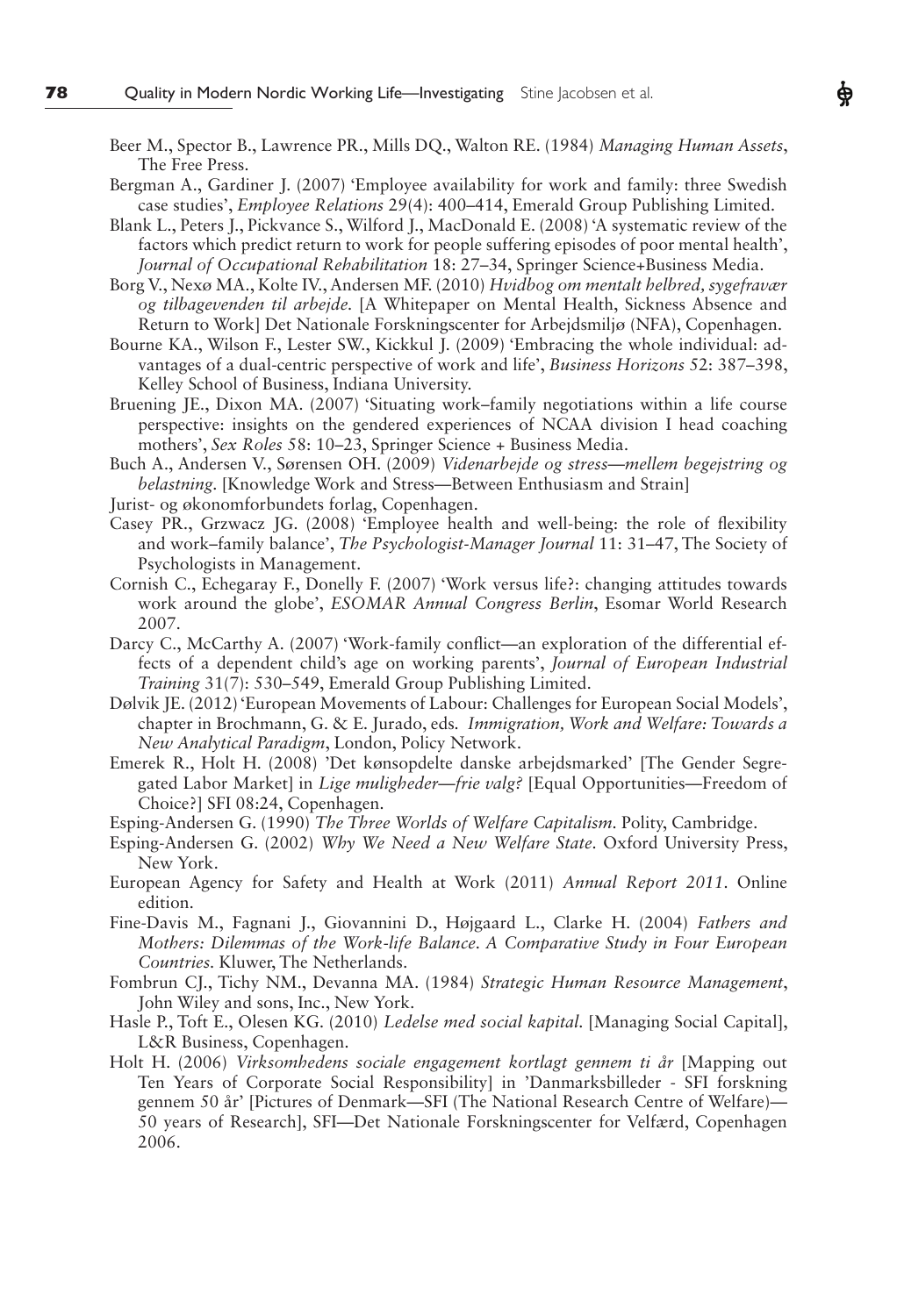Beer M., Spector B., Lawrence PR., Mills DQ., Walton RE. (1984) *Managing Human Assets*, The Free Press.

Bergman A., Gardiner J. (2007) 'Employee availability for work and family: three Swedish case studies', *Employee Relations* 29(4): 400–414, Emerald Group Publishing Limited.

Blank L., Peters J., Pickvance S., Wilford J., MacDonald E. (2008) 'A systematic review of the factors which predict return to work for people suffering episodes of poor mental health', *Journal of Occupational Rehabilitation* 18: 27–34, Springer Science+Business Media.

Borg V., Nexø MA., Kolte IV., Andersen MF. (2010) *Hvidbog om mentalt helbred, sygefravær og tilbagevenden til arbejde.* [A Whitepaper on Mental Health, Sickness Absence and Return to Work] Det Nationale Forskningscenter for Arbejdsmiljø (NFA), Copenhagen.

Bourne KA., Wilson F., Lester SW., Kickkul J. (2009) 'Embracing the whole individual: advantages of a dual-centric perspective of work and life', *Business Horizons* 52: 387–398, Kelley School of Business, Indiana University.

Bruening JE., Dixon MA. (2007) 'Situating work–family negotiations within a life course perspective: insights on the gendered experiences of NCAA division I head coaching mothers', *Sex Roles* 58: 10–23, Springer Science + Business Media.

Buch A., Andersen V., Sørensen OH. (2009) *Videnarbejde og stress—mellem begejstring og belastning.* [Knowledge Work and Stress—Between Enthusiasm and Strain]

Jurist- og økonomforbundets forlag, Copenhagen.

Casey PR., Grzwacz JG. (2008) 'Employee health and well-being: the role of flexibility and work–family balance', *The Psychologist-Manager Journal* 11: 31–47, The Society of Psychologists in Management.

Cornish C., Echegaray F., Donelly F. (2007) 'Work versus life?: changing attitudes towards work around the globe', *ESOMAR Annual Congress Berlin*, Esomar World Research 2007.

Darcy C., McCarthy A. (2007) 'Work-family conflict—an exploration of the differential effects of a dependent child's age on working parents', *Journal of European Industrial Training* 31(7): 530–549, Emerald Group Publishing Limited.

Dølvik JE. (2012) 'European Movements of Labour: Challenges for European Social Models', chapter in Brochmann, G. & E. Jurado, eds. *Immigration, Work and Welfare: Towards a New Analytical Paradigm*, London, Policy Network.

Emerek R., Holt H. (2008) 'Det kønsopdelte danske arbejdsmarked' [The Gender Segregated Labor Market] in *Lige muligheder—frie valg?* [Equal Opportunities—Freedom of Choice?] SFI 08:24, Copenhagen.

Esping-Andersen G. (1990) *The Three Worlds of Welfare Capitalism.* Polity, Cambridge.

Esping-Andersen G. (2002) *Why We Need a New Welfare State.* Oxford University Press, New York.

European Agency for Safety and Health at Work (2011) *Annual Report 2011.* Online edition.

Fine-Davis M., Fagnani J., Giovannini D., Højgaard L., Clarke H. (2004) *Fathers and Mothers: Dilemmas of the Work-life Balance. A Comparative Study in Four European Countries.* Kluwer, The Netherlands.

Fombrun CJ., Tichy NM., Devanna MA. (1984) *Strategic Human Resource Management*, John Wiley and sons, Inc., New York.

Hasle P., Toft E., Olesen KG. (2010) *Ledelse med social kapital.* [Managing Social Capital], L&R Business, Copenhagen.

Holt H. (2006) *Virksomhedens sociale engagement kortlagt gennem ti år* [Mapping out Ten Years of Corporate Social Responsibility] in 'Danmarksbilleder - SFI forskning gennem 50 år' [Pictures of Denmark—SFI (The National Research Centre of Welfare)—50 years of Research], SFI—Det Nationale Forskningscenter for Velfærd, Copenhagen 2006.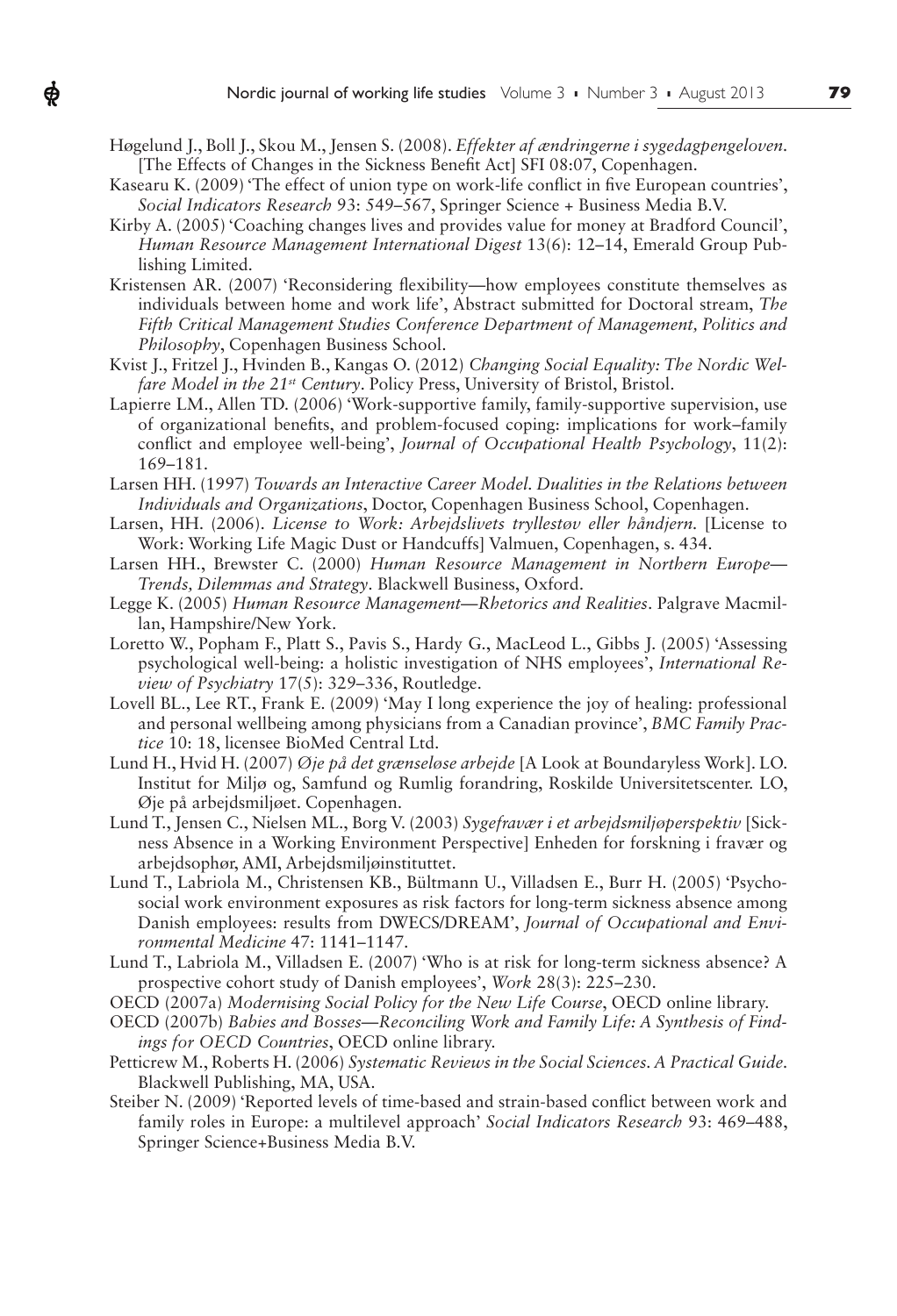Høgelund J., Boll J., Skou M., Jensen S. (2008). *Effekter af ændringerne i sygedagpengeloven.* [The Effects of Changes in the Sickness Benefit Act] SFI 08:07, Copenhagen.

Kasearu K. (2009) 'The effect of union type on work-life conflict in five European countries', *Social Indicators Research* 93: 549–567, Springer Science + Business Media B.V.

Kirby A. (2005) 'Coaching changes lives and provides value for money at Bradford Council', *Human Resource Management International Digest* 13(6): 12–14, Emerald Group Publishing Limited.

Kristensen AR. (2007) 'Reconsidering flexibility—how employees constitute themselves as individuals between home and work life', Abstract submitted for Doctoral stream, *The Fifth Critical Management Studies Conference Department of Management, Politics and Philosophy*, Copenhagen Business School.

Kvist J., Fritzel J., Hvinden B., Kangas O. (2012) *Changing Social Equality: The Nordic Welfare Model in the 21st Century*. Policy Press, University of Bristol, Bristol.

Lapierre LM., Allen TD. (2006) 'Work-supportive family, family-supportive supervision, use of organizational benefits, and problem-focused coping: implications for work–family conflict and employee well-being', *Journal of Occupational Health Psychology*, 11(2): 169–181.

Larsen HH. (1997) *Towards an Interactive Career Model. Dualities in the Relations between Individuals and Organizations*, Doctor, Copenhagen Business School, Copenhagen.

Larsen, HH. (2006). *License to Work: Arbejdslivets tryllestøv eller håndjern.* [License to Work: Working Life Magic Dust or Handcuffs] Valmuen, Copenhagen, s. 434.

Larsen HH., Brewster C. (2000) *Human Resource Management in Northern Europe—Trends, Dilemmas and Strategy*. Blackwell Business, Oxford.

Legge K. (2005) *Human Resource Management—Rhetorics and Realities*. Palgrave Macmillan, Hampshire/New York.

Loretto W., Popham F., Platt S., Pavis S., Hardy G., MacLeod L., Gibbs J. (2005) 'Assessing psychological well-being: a holistic investigation of NHS employees', *International Review of Psychiatry* 17(5): 329–336, Routledge.

Lovell BL., Lee RT., Frank E. (2009) 'May I long experience the joy of healing: professional and personal wellbeing among physicians from a Canadian province', *BMC Family Practice* 10: 18, licensee BioMed Central Ltd.

Lund H., Hvid H. (2007) *Øje på det grænseløse arbejde* [A Look at Boundaryless Work]. LO. Institut for Miljø og, Samfund og Rumlig forandring, Roskilde Universitetscenter. LO, Øje på arbejdsmiljøet. Copenhagen.

Lund T., Jensen C., Nielsen ML., Borg V. (2003) *Sygefravær i et arbejdsmiljøperspektiv* [Sickness Absence in a Working Environment Perspective] Enheden for forskning i fravær og arbejdsophør, AMI, Arbejdsmiljøinstituttet.

Lund T., Labriola M., Christensen KB., Bültmann U., Villadsen E., Burr H. (2005) 'Psychosocial work environment exposures as risk factors for long-term sickness absence among Danish employees: results from DWECS/DREAM', *Journal of Occupational and Environmental Medicine* 47: 1141–1147.

Lund T., Labriola M., Villadsen E. (2007) 'Who is at risk for long-term sickness absence? A prospective cohort study of Danish employees', *Work* 28(3): 225–230.

OECD (2007a) *Modernising Social Policy for the New Life Course*, OECD online library.

OECD (2007b) *Babies and Bosses—Reconciling Work and Family Life: A Synthesis of Findings for OECD Countries*, OECD online library.

Petticrew M., Roberts H. (2006) *Systematic Reviews in the Social Sciences. A Practical Guide*. Blackwell Publishing, MA, USA.

Steiber N. (2009) 'Reported levels of time-based and strain-based conflict between work and family roles in Europe: a multilevel approach' *Social Indicators Research* 93: 469–488, Springer Science+Business Media B.V.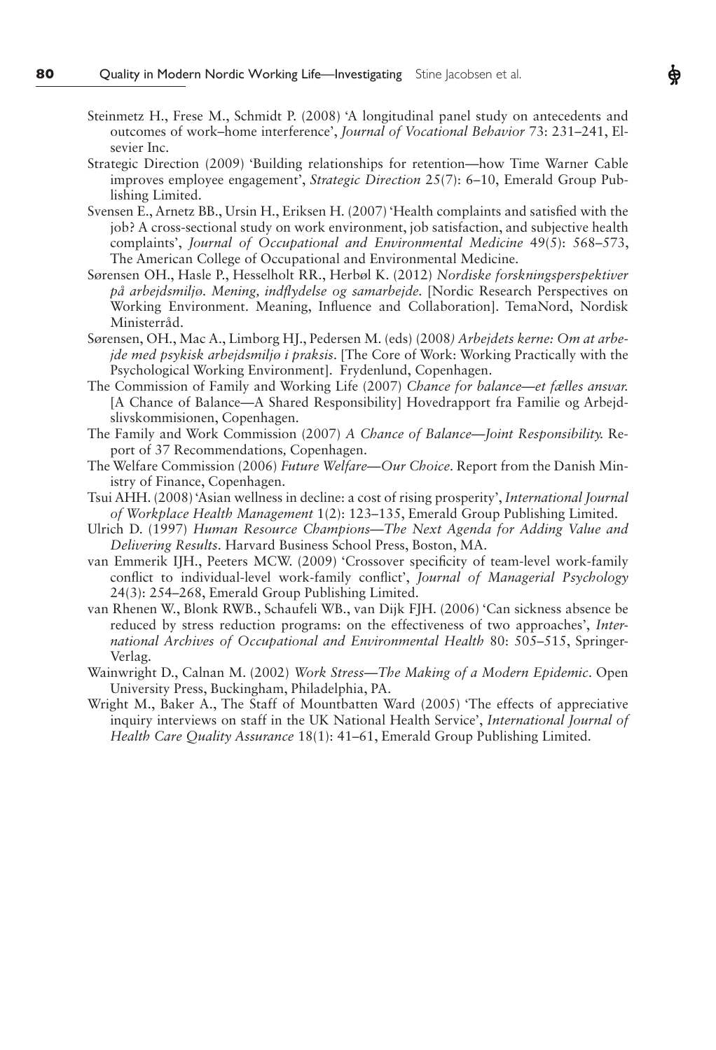Steinmetz H., Frese M., Schmidt P. (2008) 'A longitudinal panel study on antecedents and outcomes of work–home interference', *Journal of Vocational Behavior* 73: 231–241, Elsevier Inc.

Strategic Direction (2009) 'Building relationships for retention—how Time Warner Cable improves employee engagement', *Strategic Direction* 25(7): 6–10, Emerald Group Publishing Limited.

Svensen E., Arnetz BB., Ursin H., Eriksen H. (2007) 'Health complaints and satisfied with the job? A cross-sectional study on work environment, job satisfaction, and subjective health complaints', *Journal of Occupational and Environmental Medicine* 49(5): 568–573, The American College of Occupational and Environmental Medicine.

Sørensen OH., Hasle P., Hesselholt RR., Herbøl K. (2012) *Nordiske forskningsperspektiver på arbejdsmiljø. Mening, indflydelse og samarbejde.* [Nordic Research Perspectives on Working Environment. Meaning, Influence and Collaboration]. TemaNord, Nordisk Ministerråd.

Sørensen, OH., Mac A., Limborg HJ., Pedersen M. (eds) (2008) *Arbejdets kerne: Om at arbejde med psykisk arbejdsmiljø i praksis*. [The Core of Work: Working Practically with the Psychological Working Environment]. Frydenlund, Copenhagen.

The Commission of Family and Working Life (2007) *Chance for balance—et fælles ansvar.* [A Chance of Balance—A Shared Responsibility] Hovedrapport fra Familie og Arbejdslivskommisionen, Copenhagen.

The Family and Work Commission (2007) *A Chance of Balance—Joint Responsibility.* Report of 37 Recommendations, Copenhagen.

The Welfare Commission (2006) *Future Welfare—Our Choice*. Report from the Danish Ministry of Finance, Copenhagen.

Tsui AHH. (2008) 'Asian wellness in decline: a cost of rising prosperity', *International Journal of Workplace Health Management* 1(2): 123–135, Emerald Group Publishing Limited.

Ulrich D. (1997) *Human Resource Champions—The Next Agenda for Adding Value and Delivering Results*. Harvard Business School Press, Boston, MA.

van Emmerik IJH., Peeters MCW. (2009) 'Crossover specificity of team-level work-family conflict to individual-level work-family conflict', *Journal of Managerial Psychology* 24(3): 254–268, Emerald Group Publishing Limited.

van Rhenen W., Blonk RWB., Schaufeli WB., van Dijk FJH. (2006) 'Can sickness absence be reduced by stress reduction programs: on the effectiveness of two approaches', *International Archives of Occupational and Environmental Health* 80: 505–515, Springer-Verlag.

Wainwright D., Calnan M. (2002) *Work Stress—The Making of a Modern Epidemic*. Open University Press, Buckingham, Philadelphia, PA.

Wright M., Baker A., The Staff of Mountbatten Ward (2005) 'The effects of appreciative inquiry interviews on staff in the UK National Health Service', *International Journal of Health Care Quality Assurance* 18(1): 41–61, Emerald Group Publishing Limited.